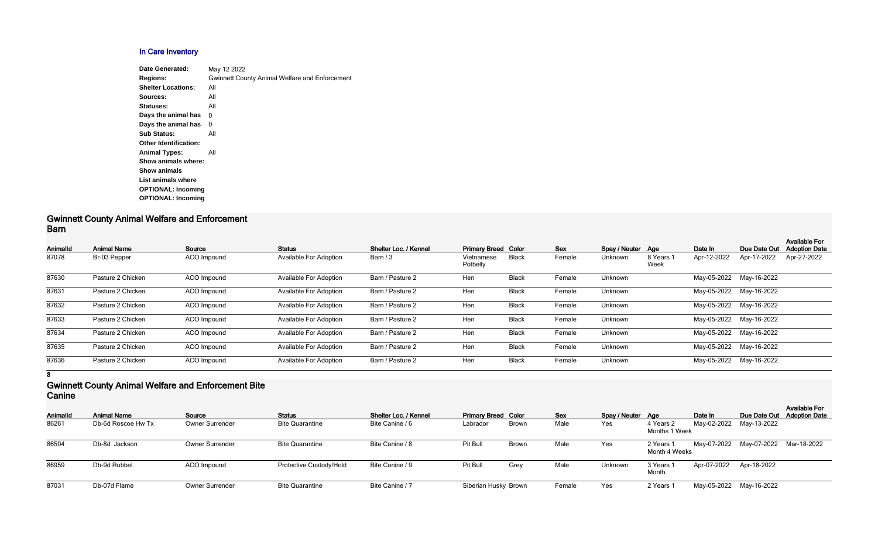## In Care Inventory

**Date Generated:** May 12 2022
**Regions:** Gwinnett County Animal Welfare and Enforcement
**Shelter Locations:** All
**Sources:** All
**Statuses:** All
**Days the animal has** 0
**Days the animal has** 0
**Sub Status:** All
**Other Identification:**
**Animal Types:** All
**Show animals where:**
**Show animals**
**List animals where**
**OPTIONAL: Incoming**
**OPTIONAL: Incoming**

## Gwinnett County Animal Welfare and Enforcement
### Barn

| AnimalId | Animal Name | Source | Status | Shelter Loc. / Kennel | Primary Breed | Color | Sex | Spay / Neuter | Age | Date In | Due Date Out | Available For Adoption Date |
|---|---|---|---|---|---|---|---|---|---|---|---|---|
| 87078 | Br-03 Pepper | ACO Impound | Available For Adoption | Barn / 3 | Vietnamese Potbelly | Black | Female | Unknown | 8 Years 1 Week | Apr-12-2022 | Apr-17-2022 | Apr-27-2022 |
| 87630 | Pasture 2 Chicken | ACO Impound | Available For Adoption | Barn / Pasture 2 | Hen | Black | Female | Unknown | | May-05-2022 | May-16-2022 | |
| 87631 | Pasture 2 Chicken | ACO Impound | Available For Adoption | Barn / Pasture 2 | Hen | Black | Female | Unknown | | May-05-2022 | May-16-2022 | |
| 87632 | Pasture 2 Chicken | ACO Impound | Available For Adoption | Barn / Pasture 2 | Hen | Black | Female | Unknown | | May-05-2022 | May-16-2022 | |
| 87633 | Pasture 2 Chicken | ACO Impound | Available For Adoption | Barn / Pasture 2 | Hen | Black | Female | Unknown | | May-05-2022 | May-16-2022 | |
| 87634 | Pasture 2 Chicken | ACO Impound | Available For Adoption | Barn / Pasture 2 | Hen | Black | Female | Unknown | | May-05-2022 | May-16-2022 | |
| 87635 | Pasture 2 Chicken | ACO Impound | Available For Adoption | Barn / Pasture 2 | Hen | Black | Female | Unknown | | May-05-2022 | May-16-2022 | |
| 87636 | Pasture 2 Chicken | ACO Impound | Available For Adoption | Barn / Pasture 2 | Hen | Black | Female | Unknown | | May-05-2022 | May-16-2022 | |

**8**

## Gwinnett County Animal Welfare and Enforcement Bite
### Canine

| AnimalId | Animal Name | Source | Status | Shelter Loc. / Kennel | Primary Breed | Color | Sex | Spay / Neuter | Age | Date In | Due Date Out | Available For Adoption Date |
|---|---|---|---|---|---|---|---|---|---|---|---|---|
| 86261 | Db-6d Roscoe Hw Tx | Owner Surrender | Bite Quarantine | Bite Canine / 6 | Labrador | Brown | Male | Yes | 4 Years 2 Months 1 Week | May-02-2022 | May-13-2022 | |
| 86504 | Db-8d Jackson | Owner Surrender | Bite Quarantine | Bite Canine / 8 | Pit Bull | Brown | Male | Yes | 2 Years 1 Month 4 Weeks | May-07-2022 | May-07-2022 | Mar-18-2022 |
| 86959 | Db-9d Rubbel | ACO Impound | Protective Custody/Hold | Bite Canine / 9 | Pit Bull | Grey | Male | Unknown | 3 Years 1 Month | Apr-07-2022 | Apr-18-2022 | |
| 87031 | Db-07d Flame | Owner Surrender | Bite Quarantine | Bite Canine / 7 | Siberian Husky | Brown | Female | Yes | 2 Years 1 | May-05-2022 | May-16-2022 | |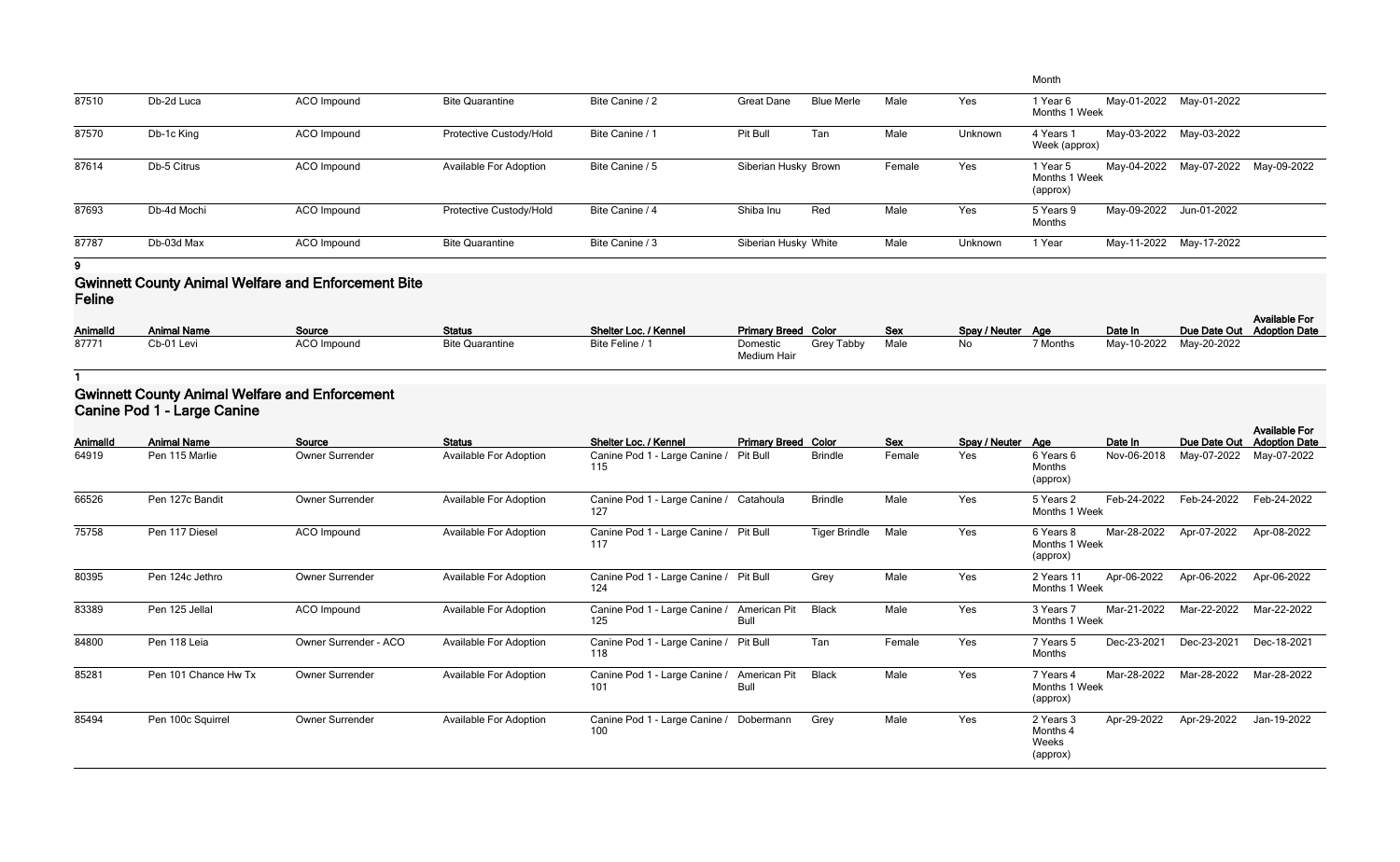| | | | | | | | | | Month | | | |
|---|---|---|---|---|---|---|---|---|---|---|---|---|
| 87510 | Db-2d Luca | ACO Impound | Bite Quarantine | Bite Canine / 2 | Great Dane | Blue Merle | Male | Yes | 1 Year 6 Months 1 Week | May-01-2022 | May-01-2022 | |
| 87570 | Db-1c King | ACO Impound | Protective Custody/Hold | Bite Canine / 1 | Pit Bull | Tan | Male | Unknown | 4 Years 1 Week (approx) | May-03-2022 | May-03-2022 | |
| 87614 | Db-5 Citrus | ACO Impound | Available For Adoption | Bite Canine / 5 | Siberian Husky | Brown | Female | Yes | 1 Year 5 Months 1 Week (approx) | May-04-2022 | May-07-2022 | May-09-2022 |
| 87693 | Db-4d Mochi | ACO Impound | Protective Custody/Hold | Bite Canine / 4 | Shiba Inu | Red | Male | Yes | 5 Years 9 Months | May-09-2022 | Jun-01-2022 | |
| 87787 | Db-03d Max | ACO Impound | Bite Quarantine | Bite Canine / 3 | Siberian Husky | White | Male | Unknown | 1 Year | May-11-2022 | May-17-2022 | |

**9**

## Gwinnett County Animal Welfare and Enforcement Bite Feline

| AnimalId | Animal Name | Source | Status | Shelter Loc. / Kennel | Primary Breed | Color | Sex | Spay / Neuter | Age | Date In | Due Date Out | Available For Adoption Date |
|---|---|---|---|---|---|---|---|---|---|---|---|---|
| 87771 | Cb-01 Levi | ACO Impound | Bite Quarantine | Bite Feline / 1 | Domestic Medium Hair | Grey Tabby | Male | No | 7 Months | May-10-2022 | May-20-2022 | |

**1**

## Gwinnett County Animal Welfare and Enforcement Canine Pod 1 - Large Canine

| AnimalId | Animal Name | Source | Status | Shelter Loc. / Kennel | Primary Breed | Color | Sex | Spay / Neuter | Age | Date In | Due Date Out | Available For Adoption Date |
|---|---|---|---|---|---|---|---|---|---|---|---|---|
| 64919 | Pen 115 Marlie | Owner Surrender | Available For Adoption | Canine Pod 1 - Large Canine / 115 | Pit Bull | Brindle | Female | Yes | 6 Years 6 Months (approx) | Nov-06-2018 | May-07-2022 | May-07-2022 |
| 66526 | Pen 127c Bandit | Owner Surrender | Available For Adoption | Canine Pod 1 - Large Canine / 127 | Catahoula | Brindle | Male | Yes | 5 Years 2 Months 1 Week | Feb-24-2022 | Feb-24-2022 | Feb-24-2022 |
| 75758 | Pen 117 Diesel | ACO Impound | Available For Adoption | Canine Pod 1 - Large Canine / 117 | Pit Bull | Tiger Brindle | Male | Yes | 6 Years 8 Months 1 Week (approx) | Mar-28-2022 | Apr-07-2022 | Apr-08-2022 |
| 80395 | Pen 124c Jethro | Owner Surrender | Available For Adoption | Canine Pod 1 - Large Canine / 124 | Pit Bull | Grey | Male | Yes | 2 Years 11 Months 1 Week | Apr-06-2022 | Apr-06-2022 | Apr-06-2022 |
| 83389 | Pen 125 Jellal | ACO Impound | Available For Adoption | Canine Pod 1 - Large Canine / 125 | American Pit Bull | Black | Male | Yes | 3 Years 7 Months 1 Week | Mar-21-2022 | Mar-22-2022 | Mar-22-2022 |
| 84800 | Pen 118 Leia | Owner Surrender - ACO | Available For Adoption | Canine Pod 1 - Large Canine / 118 | Pit Bull | Tan | Female | Yes | 7 Years 5 Months | Dec-23-2021 | Dec-23-2021 | Dec-18-2021 |
| 85281 | Pen 101 Chance Hw Tx | Owner Surrender | Available For Adoption | Canine Pod 1 - Large Canine / 101 | American Pit Bull | Black | Male | Yes | 7 Years 4 Months 1 Week (approx) | Mar-28-2022 | Mar-28-2022 | Mar-28-2022 |
| 85494 | Pen 100c Squirrel | Owner Surrender | Available For Adoption | Canine Pod 1 - Large Canine / 100 | Dobermann | Grey | Male | Yes | 2 Years 3 Months 4 Weeks (approx) | Apr-29-2022 | Apr-29-2022 | Jan-19-2022 |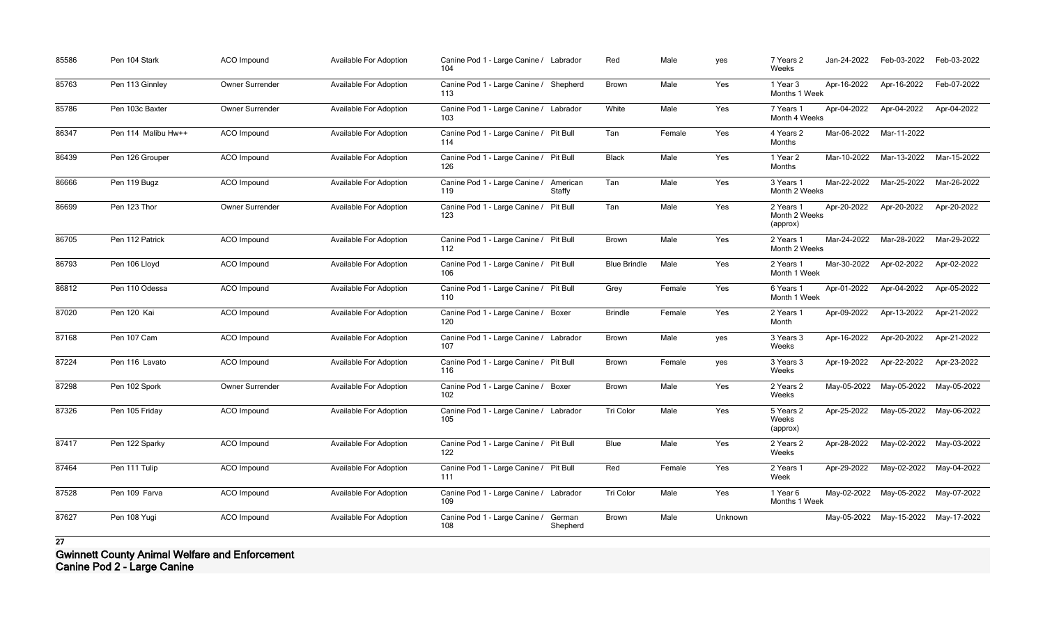| 85586 | Pen 104 Stark | ACO Impound | Available For Adoption | Canine Pod 1 - Large Canine / 104 | Labrador | Red | Male | yes | 7 Years 2 Weeks | Jan-24-2022 | Feb-03-2022 | Feb-03-2022 |
|---|---|---|---|---|---|---|---|---|---|---|---|---|
| 85763 | Pen 113 Ginnley | Owner Surrender | Available For Adoption | Canine Pod 1 - Large Canine / 113 | Shepherd | Brown | Male | Yes | 1 Year 3 Months 1 Week | Apr-16-2022 | Apr-16-2022 | Feb-07-2022 |
| 85786 | Pen 103c Baxter | Owner Surrender | Available For Adoption | Canine Pod 1 - Large Canine / 103 | Labrador | White | Male | Yes | 7 Years 1 Month 4 Weeks | Apr-04-2022 | Apr-04-2022 | Apr-04-2022 |
| 86347 | Pen 114 Malibu Hw++ | ACO Impound | Available For Adoption | Canine Pod 1 - Large Canine / 114 | Pit Bull | Tan | Female | Yes | 4 Years 2 Months | Mar-06-2022 | Mar-11-2022 | |
| 86439 | Pen 126 Grouper | ACO Impound | Available For Adoption | Canine Pod 1 - Large Canine / 126 | Pit Bull | Black | Male | Yes | 1 Year 2 Months | Mar-10-2022 | Mar-13-2022 | Mar-15-2022 |
| 86666 | Pen 119 Bugz | ACO Impound | Available For Adoption | Canine Pod 1 - Large Canine / 119 | American Staffy | Tan | Male | Yes | 3 Years 1 Month 2 Weeks | Mar-22-2022 | Mar-25-2022 | Mar-26-2022 |
| 86699 | Pen 123 Thor | Owner Surrender | Available For Adoption | Canine Pod 1 - Large Canine / 123 | Pit Bull | Tan | Male | Yes | 2 Years 1 Month 2 Weeks (approx) | Apr-20-2022 | Apr-20-2022 | Apr-20-2022 |
| 86705 | Pen 112 Patrick | ACO Impound | Available For Adoption | Canine Pod 1 - Large Canine / 112 | Pit Bull | Brown | Male | Yes | 2 Years 1 Month 2 Weeks | Mar-24-2022 | Mar-28-2022 | Mar-29-2022 |
| 86793 | Pen 106 Lloyd | ACO Impound | Available For Adoption | Canine Pod 1 - Large Canine / 106 | Pit Bull | Blue Brindle | Male | Yes | 2 Years 1 Month 1 Week | Mar-30-2022 | Apr-02-2022 | Apr-02-2022 |
| 86812 | Pen 110 Odessa | ACO Impound | Available For Adoption | Canine Pod 1 - Large Canine / 110 | Pit Bull | Grey | Female | Yes | 6 Years 1 Month 1 Week | Apr-01-2022 | Apr-04-2022 | Apr-05-2022 |
| 87020 | Pen 120 Kai | ACO Impound | Available For Adoption | Canine Pod 1 - Large Canine / 120 | Boxer | Brindle | Female | Yes | 2 Years 1 Month | Apr-09-2022 | Apr-13-2022 | Apr-21-2022 |
| 87168 | Pen 107 Cam | ACO Impound | Available For Adoption | Canine Pod 1 - Large Canine / 107 | Labrador | Brown | Male | yes | 3 Years 3 Weeks | Apr-16-2022 | Apr-20-2022 | Apr-21-2022 |
| 87224 | Pen 116 Lavato | ACO Impound | Available For Adoption | Canine Pod 1 - Large Canine / 116 | Pit Bull | Brown | Female | yes | 3 Years 3 Weeks | Apr-19-2022 | Apr-22-2022 | Apr-23-2022 |
| 87298 | Pen 102 Spork | Owner Surrender | Available For Adoption | Canine Pod 1 - Large Canine / 102 | Boxer | Brown | Male | Yes | 2 Years 2 Weeks | May-05-2022 | May-05-2022 | May-05-2022 |
| 87326 | Pen 105 Friday | ACO Impound | Available For Adoption | Canine Pod 1 - Large Canine / 105 | Labrador | Tri Color | Male | Yes | 5 Years 2 Weeks (approx) | Apr-25-2022 | May-05-2022 | May-06-2022 |
| 87417 | Pen 122 Sparky | ACO Impound | Available For Adoption | Canine Pod 1 - Large Canine / 122 | Pit Bull | Blue | Male | Yes | 2 Years 2 Weeks | Apr-28-2022 | May-02-2022 | May-03-2022 |
| 87464 | Pen 111 Tulip | ACO Impound | Available For Adoption | Canine Pod 1 - Large Canine / 111 | Pit Bull | Red | Female | Yes | 2 Years 1 Week | Apr-29-2022 | May-02-2022 | May-04-2022 |
| 87528 | Pen 109 Farva | ACO Impound | Available For Adoption | Canine Pod 1 - Large Canine / 109 | Labrador | Tri Color | Male | Yes | 1 Year 6 Months 1 Week | May-02-2022 | May-05-2022 | May-07-2022 |
| 87627 | Pen 108 Yugi | ACO Impound | Available For Adoption | Canine Pod 1 - Large Canine / 108 | German Shepherd | Brown | Male | Unknown | | May-05-2022 | May-15-2022 | May-17-2022 |

**27**

**Gwinnett County Animal Welfare and Enforcement**
**Canine Pod 2 - Large Canine**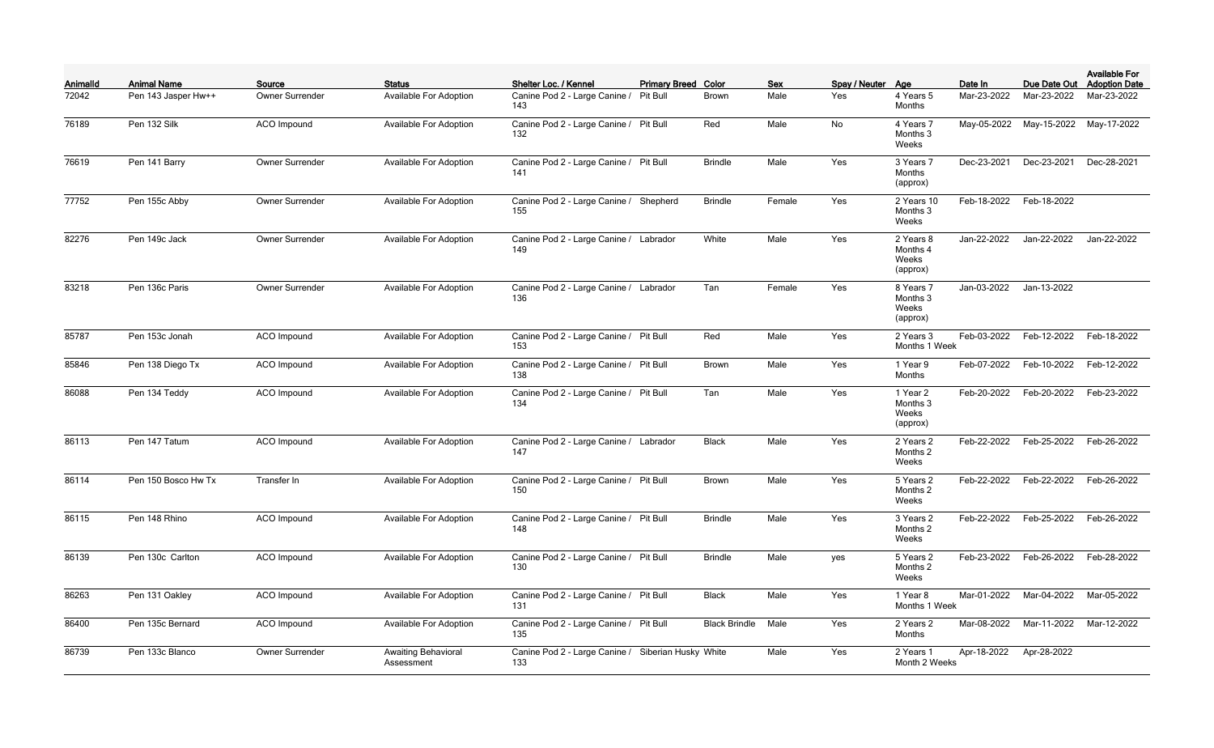| AnimalId | Animal Name | Source | Status | Shelter Loc. / Kennel | Primary Breed | Color | Sex | Spay / Neuter | Age | Date In | Due Date Out | Available For Adoption Date |
|---|---|---|---|---|---|---|---|---|---|---|---|---|
| 72042 | Pen 143 Jasper Hw++ | Owner Surrender | Available For Adoption | Canine Pod 2 - Large Canine / 143 | Pit Bull | Brown | Male | Yes | 4 Years 5 Months | Mar-23-2022 | Mar-23-2022 | Mar-23-2022 |
| 76189 | Pen 132 Silk | ACO Impound | Available For Adoption | Canine Pod 2 - Large Canine / 132 | Pit Bull | Red | Male | No | 4 Years 7 Months 3 Weeks | May-05-2022 | May-15-2022 | May-17-2022 |
| 76619 | Pen 141 Barry | Owner Surrender | Available For Adoption | Canine Pod 2 - Large Canine / 141 | Pit Bull | Brindle | Male | Yes | 3 Years 7 Months (approx) | Dec-23-2021 | Dec-23-2021 | Dec-28-2021 |
| 77752 | Pen 155c Abby | Owner Surrender | Available For Adoption | Canine Pod 2 - Large Canine / 155 | Shepherd | Brindle | Female | Yes | 2 Years 10 Months 3 Weeks | Feb-18-2022 | Feb-18-2022 | |
| 82276 | Pen 149c Jack | Owner Surrender | Available For Adoption | Canine Pod 2 - Large Canine / 149 | Labrador | White | Male | Yes | 2 Years 8 Months 4 Weeks (approx) | Jan-22-2022 | Jan-22-2022 | Jan-22-2022 |
| 83218 | Pen 136c Paris | Owner Surrender | Available For Adoption | Canine Pod 2 - Large Canine / 136 | Labrador | Tan | Female | Yes | 8 Years 7 Months 3 Weeks (approx) | Jan-03-2022 | Jan-13-2022 | |
| 85787 | Pen 153c Jonah | ACO Impound | Available For Adoption | Canine Pod 2 - Large Canine / 153 | Pit Bull | Red | Male | Yes | 2 Years 3 Months 1 Week | Feb-03-2022 | Feb-12-2022 | Feb-18-2022 |
| 85846 | Pen 138 Diego Tx | ACO Impound | Available For Adoption | Canine Pod 2 - Large Canine / 138 | Pit Bull | Brown | Male | Yes | 1 Year 9 Months | Feb-07-2022 | Feb-10-2022 | Feb-12-2022 |
| 86088 | Pen 134 Teddy | ACO Impound | Available For Adoption | Canine Pod 2 - Large Canine / 134 | Pit Bull | Tan | Male | Yes | 1 Year 2 Months 3 Weeks (approx) | Feb-20-2022 | Feb-20-2022 | Feb-23-2022 |
| 86113 | Pen 147 Tatum | ACO Impound | Available For Adoption | Canine Pod 2 - Large Canine / 147 | Labrador | Black | Male | Yes | 2 Years 2 Months 2 Weeks | Feb-22-2022 | Feb-25-2022 | Feb-26-2022 |
| 86114 | Pen 150 Bosco Hw Tx | Transfer In | Available For Adoption | Canine Pod 2 - Large Canine / 150 | Pit Bull | Brown | Male | Yes | 5 Years 2 Months 2 Weeks | Feb-22-2022 | Feb-22-2022 | Feb-26-2022 |
| 86115 | Pen 148 Rhino | ACO Impound | Available For Adoption | Canine Pod 2 - Large Canine / 148 | Pit Bull | Brindle | Male | Yes | 3 Years 2 Months 2 Weeks | Feb-22-2022 | Feb-25-2022 | Feb-26-2022 |
| 86139 | Pen 130c Carlton | ACO Impound | Available For Adoption | Canine Pod 2 - Large Canine / 130 | Pit Bull | Brindle | Male | yes | 5 Years 2 Months 2 Weeks | Feb-23-2022 | Feb-26-2022 | Feb-28-2022 |
| 86263 | Pen 131 Oakley | ACO Impound | Available For Adoption | Canine Pod 2 - Large Canine / 131 | Pit Bull | Black | Male | Yes | 1 Year 8 Months 1 Week | Mar-01-2022 | Mar-04-2022 | Mar-05-2022 |
| 86400 | Pen 135c Bernard | ACO Impound | Available For Adoption | Canine Pod 2 - Large Canine / 135 | Pit Bull | Black Brindle | Male | Yes | 2 Years 2 Months | Mar-08-2022 | Mar-11-2022 | Mar-12-2022 |
| 86739 | Pen 133c Blanco | Owner Surrender | Awaiting Behavioral Assessment | Canine Pod 2 - Large Canine / 133 | Siberian Husky | White | Male | Yes | 2 Years 1 Month 2 Weeks | Apr-18-2022 | Apr-28-2022 | |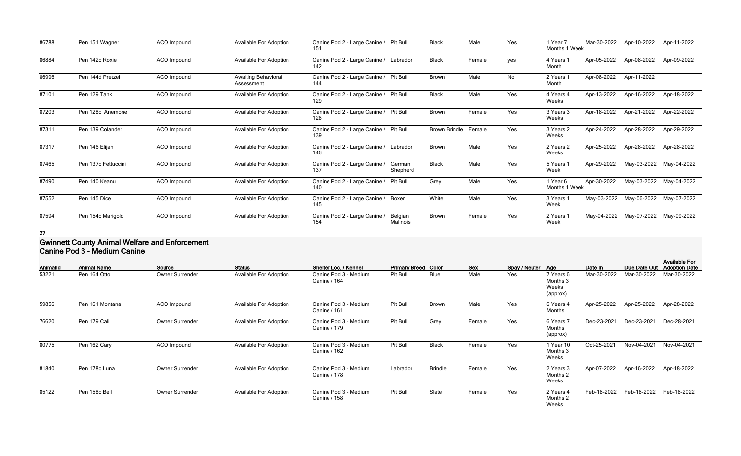| AnimalId | Animal Name | Source | Status | Shelter Loc. / Kennel | Primary Breed | Color | Sex | Spay / Neuter | Age | Date In | Due Date Out | Available For Adoption Date |
|---|---|---|---|---|---|---|---|---|---|---|---|---|
| 86788 | Pen 151 Wagner | ACO Impound | Available For Adoption | Canine Pod 2 - Large Canine / 151 | Pit Bull | Black | Male | Yes | 1 Year 7 Months 1 Week | Mar-30-2022 | Apr-10-2022 | Apr-11-2022 |
| 86884 | Pen 142c Roxie | ACO Impound | Available For Adoption | Canine Pod 2 - Large Canine / 142 | Labrador | Black | Female | yes | 4 Years 1 Month | Apr-05-2022 | Apr-08-2022 | Apr-09-2022 |
| 86996 | Pen 144d Pretzel | ACO Impound | Awaiting Behavioral Assessment | Canine Pod 2 - Large Canine / 144 | Pit Bull | Brown | Male | No | 2 Years 1 Month | Apr-08-2022 | Apr-11-2022 | |
| 87101 | Pen 129 Tank | ACO Impound | Available For Adoption | Canine Pod 2 - Large Canine / 129 | Pit Bull | Black | Male | Yes | 4 Years 4 Weeks | Apr-13-2022 | Apr-16-2022 | Apr-18-2022 |
| 87203 | Pen 128c Anemone | ACO Impound | Available For Adoption | Canine Pod 2 - Large Canine / 128 | Pit Bull | Brown | Female | Yes | 3 Years 3 Weeks | Apr-18-2022 | Apr-21-2022 | Apr-22-2022 |
| 87311 | Pen 139 Colander | ACO Impound | Available For Adoption | Canine Pod 2 - Large Canine / 139 | Pit Bull | Brown Brindle | Female | Yes | 3 Years 2 Weeks | Apr-24-2022 | Apr-28-2022 | Apr-29-2022 |
| 87317 | Pen 146 Elijah | ACO Impound | Available For Adoption | Canine Pod 2 - Large Canine / 146 | Labrador | Brown | Male | Yes | 2 Years 2 Weeks | Apr-25-2022 | Apr-28-2022 | Apr-28-2022 |
| 87465 | Pen 137c Fettuccini | ACO Impound | Available For Adoption | Canine Pod 2 - Large Canine / 137 | German Shepherd | Black | Male | Yes | 5 Years 1 Week | Apr-29-2022 | May-03-2022 | May-04-2022 |
| 87490 | Pen 140 Keanu | ACO Impound | Available For Adoption | Canine Pod 2 - Large Canine / 140 | Pit Bull | Grey | Male | Yes | 1 Year 6 Months 1 Week | Apr-30-2022 | May-03-2022 | May-04-2022 |
| 87552 | Pen 145 Dice | ACO Impound | Available For Adoption | Canine Pod 2 - Large Canine / 145 | Boxer | White | Male | Yes | 3 Years 1 Week | May-03-2022 | May-06-2022 | May-07-2022 |
| 87594 | Pen 154c Marigold | ACO Impound | Available For Adoption | Canine Pod 2 - Large Canine / 154 | Belgian Malinois | Brown | Female | Yes | 2 Years 1 Week | May-04-2022 | May-07-2022 | May-09-2022 |

27

## Gwinnett County Animal Welfare and Enforcement
## Canine Pod 3 - Medium Canine

| AnimalId | Animal Name | Source | Status | Shelter Loc. / Kennel | Primary Breed | Color | Sex | Spay / Neuter | Age | Date In | Due Date Out | Available For Adoption Date |
|---|---|---|---|---|---|---|---|---|---|---|---|---|
| 53221 | Pen 164 Otto | Owner Surrender | Available For Adoption | Canine Pod 3 - Medium Canine / 164 | Pit Bull | Blue | Male | Yes | 7 Years 6 Months 3 Weeks (approx) | Mar-30-2022 | Mar-30-2022 | Mar-30-2022 |
| 59856 | Pen 161 Montana | ACO Impound | Available For Adoption | Canine Pod 3 - Medium Canine / 161 | Pit Bull | Brown | Male | Yes | 6 Years 4 Months | Apr-25-2022 | Apr-25-2022 | Apr-28-2022 |
| 76620 | Pen 179 Cali | Owner Surrender | Available For Adoption | Canine Pod 3 - Medium Canine / 179 | Pit Bull | Grey | Female | Yes | 6 Years 7 Months (approx) | Dec-23-2021 | Dec-23-2021 | Dec-28-2021 |
| 80775 | Pen 162 Cary | ACO Impound | Available For Adoption | Canine Pod 3 - Medium Canine / 162 | Pit Bull | Black | Female | Yes | 1 Year 10 Months 3 Weeks | Oct-25-2021 | Nov-04-2021 | Nov-04-2021 |
| 81840 | Pen 178c Luna | Owner Surrender | Available For Adoption | Canine Pod 3 - Medium Canine / 178 | Labrador | Brindle | Female | Yes | 2 Years 3 Months 2 Weeks | Apr-07-2022 | Apr-16-2022 | Apr-18-2022 |
| 85122 | Pen 158c Bell | Owner Surrender | Available For Adoption | Canine Pod 3 - Medium Canine / 158 | Pit Bull | Slate | Female | Yes | 2 Years 4 Months 2 Weeks | Feb-18-2022 | Feb-18-2022 | Feb-18-2022 |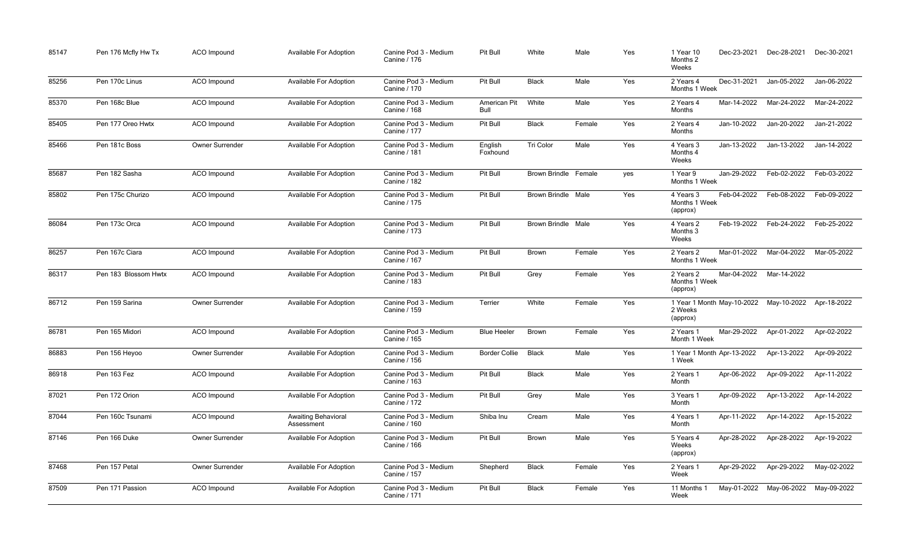| 85147 | Pen 176 Mcfly Hw Tx | ACO Impound | Available For Adoption | Canine Pod 3 - Medium Canine / 176 | Pit Bull | White | Male | Yes | 1 Year 10 Months 2 Weeks | Dec-23-2021 | Dec-28-2021 | Dec-30-2021 |
|---|---|---|---|---|---|---|---|---|---|---|---|---|
| 85256 | Pen 170c Linus | ACO Impound | Available For Adoption | Canine Pod 3 - Medium Canine / 170 | Pit Bull | Black | Male | Yes | 2 Years 4 Months 1 Week | Dec-31-2021 | Jan-05-2022 | Jan-06-2022 |
| 85370 | Pen 168c Blue | ACO Impound | Available For Adoption | Canine Pod 3 - Medium Canine / 168 | American Pit Bull | White | Male | Yes | 2 Years 4 Months | Mar-14-2022 | Mar-24-2022 | Mar-24-2022 |
| 85405 | Pen 177 Oreo Hwtx | ACO Impound | Available For Adoption | Canine Pod 3 - Medium Canine / 177 | Pit Bull | Black | Female | Yes | 2 Years 4 Months | Jan-10-2022 | Jan-20-2022 | Jan-21-2022 |
| 85466 | Pen 181c Boss | Owner Surrender | Available For Adoption | Canine Pod 3 - Medium Canine / 181 | English Foxhound | Tri Color | Male | Yes | 4 Years 3 Months 4 Weeks | Jan-13-2022 | Jan-13-2022 | Jan-14-2022 |
| 85687 | Pen 182 Sasha | ACO Impound | Available For Adoption | Canine Pod 3 - Medium Canine / 182 | Pit Bull | Brown Brindle | Female | yes | 1 Year 9 Months 1 Week | Jan-29-2022 | Feb-02-2022 | Feb-03-2022 |
| 85802 | Pen 175c Churizo | ACO Impound | Available For Adoption | Canine Pod 3 - Medium Canine / 175 | Pit Bull | Brown Brindle | Male | Yes | 4 Years 3 Months 1 Week (approx) | Feb-04-2022 | Feb-08-2022 | Feb-09-2022 |
| 86084 | Pen 173c Orca | ACO Impound | Available For Adoption | Canine Pod 3 - Medium Canine / 173 | Pit Bull | Brown Brindle | Male | Yes | 4 Years 2 Months 3 Weeks | Feb-19-2022 | Feb-24-2022 | Feb-25-2022 |
| 86257 | Pen 167c Ciara | ACO Impound | Available For Adoption | Canine Pod 3 - Medium Canine / 167 | Pit Bull | Brown | Female | Yes | 2 Years 2 Months 1 Week | Mar-01-2022 | Mar-04-2022 | Mar-05-2022 |
| 86317 | Pen 183 Blossom Hwtx | ACO Impound | Available For Adoption | Canine Pod 3 - Medium Canine / 183 | Pit Bull | Grey | Female | Yes | 2 Years 2 Months 1 Week (approx) | Mar-04-2022 | Mar-14-2022 | |
| 86712 | Pen 159 Sarina | Owner Surrender | Available For Adoption | Canine Pod 3 - Medium Canine / 159 | Terrier | White | Female | Yes | 1 Year 1 Month 2 Weeks (approx) | May-10-2022 | May-10-2022 | Apr-18-2022 |
| 86781 | Pen 165 Midori | ACO Impound | Available For Adoption | Canine Pod 3 - Medium Canine / 165 | Blue Heeler | Brown | Female | Yes | 2 Years 1 Month 1 Week | Mar-29-2022 | Apr-01-2022 | Apr-02-2022 |
| 86883 | Pen 156 Heyoo | Owner Surrender | Available For Adoption | Canine Pod 3 - Medium Canine / 156 | Border Collie | Black | Male | Yes | 1 Year 1 Month 1 Week | Apr-13-2022 | Apr-13-2022 | Apr-09-2022 |
| 86918 | Pen 163 Fez | ACO Impound | Available For Adoption | Canine Pod 3 - Medium Canine / 163 | Pit Bull | Black | Male | Yes | 2 Years 1 Month | Apr-06-2022 | Apr-09-2022 | Apr-11-2022 |
| 87021 | Pen 172 Orion | ACO Impound | Available For Adoption | Canine Pod 3 - Medium Canine / 172 | Pit Bull | Grey | Male | Yes | 3 Years 1 Month | Apr-09-2022 | Apr-13-2022 | Apr-14-2022 |
| 87044 | Pen 160c Tsunami | ACO Impound | Awaiting Behavioral Assessment | Canine Pod 3 - Medium Canine / 160 | Shiba Inu | Cream | Male | Yes | 4 Years 1 Month | Apr-11-2022 | Apr-14-2022 | Apr-15-2022 |
| 87146 | Pen 166 Duke | Owner Surrender | Available For Adoption | Canine Pod 3 - Medium Canine / 166 | Pit Bull | Brown | Male | Yes | 5 Years 4 Weeks (approx) | Apr-28-2022 | Apr-28-2022 | Apr-19-2022 |
| 87468 | Pen 157 Petal | Owner Surrender | Available For Adoption | Canine Pod 3 - Medium Canine / 157 | Shepherd | Black | Female | Yes | 2 Years 1 Week | Apr-29-2022 | Apr-29-2022 | May-02-2022 |
| 87509 | Pen 171 Passion | ACO Impound | Available For Adoption | Canine Pod 3 - Medium Canine / 171 | Pit Bull | Black | Female | Yes | 11 Months 1 Week | May-01-2022 | May-06-2022 | May-09-2022 |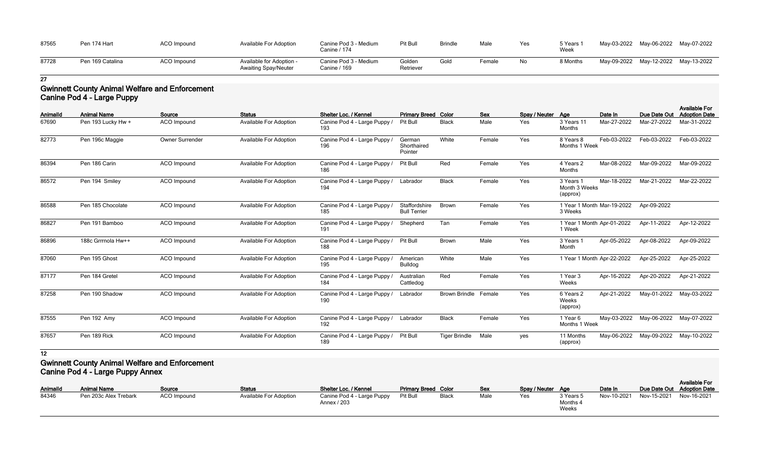| 87565 | Pen 174 Hart | ACO Impound | Available For Adoption | Canine Pod 3 - Medium Canine / 174 | Pit Bull | Brindle | Male | Yes | 5 Years 1 Week | May-03-2022 | May-06-2022 | May-07-2022 |
|---|---|---|---|---|---|---|---|---|---|---|---|---|
| 87728 | Pen 169 Catalina | ACO Impound | Available for Adoption - Awaiting Spay/Neuter | Canine Pod 3 - Medium Canine / 169 | Golden Retriever | Gold | Female | No | 8 Months | May-09-2022 | May-12-2022 | May-13-2022 |

**27**

## Gwinnett County Animal Welfare and Enforcement
### Canine Pod 4 - Large Puppy

| AnimalId | Animal Name | Source | Status | Shelter Loc. / Kennel | Primary Breed | Color | Sex | Spay / Neuter | Age | Date In | Due Date Out | Available For Adoption Date |
|---|---|---|---|---|---|---|---|---|---|---|---|---|
| 67690 | Pen 193 Lucky Hw + | ACO Impound | Available For Adoption | Canine Pod 4 - Large Puppy / 193 | Pit Bull | Black | Male | Yes | 3 Years 11 Months | Mar-27-2022 | Mar-27-2022 | Mar-31-2022 |
| 82773 | Pen 196c Maggie | Owner Surrender | Available For Adoption | Canine Pod 4 - Large Puppy / 196 | German Shorthaired Pointer | White | Female | Yes | 8 Years 8 Months 1 Week | Feb-03-2022 | Feb-03-2022 | Feb-03-2022 |
| 86394 | Pen 186 Carin | ACO Impound | Available For Adoption | Canine Pod 4 - Large Puppy / 186 | Pit Bull | Red | Female | Yes | 4 Years 2 Months | Mar-08-2022 | Mar-09-2022 | Mar-09-2022 |
| 86572 | Pen 194 Smiley | ACO Impound | Available For Adoption | Canine Pod 4 - Large Puppy / 194 | Labrador | Black | Female | Yes | 3 Years 1 Month 3 Weeks (approx) | Mar-18-2022 | Mar-21-2022 | Mar-22-2022 |
| 86588 | Pen 185 Chocolate | ACO Impound | Available For Adoption | Canine Pod 4 - Large Puppy / 185 | Staffordshire Bull Terrier | Brown | Female | Yes | 1 Year 1 Month 3 Weeks | Mar-19-2022 | Apr-09-2022 | |
| 86827 | Pen 191 Bamboo | ACO Impound | Available For Adoption | Canine Pod 4 - Large Puppy / 191 | Shepherd | Tan | Female | Yes | 1 Year 1 Month 1 Week | Apr-01-2022 | Apr-11-2022 | Apr-12-2022 |
| 86896 | 188c Grrrnola Hw++ | ACO Impound | Available For Adoption | Canine Pod 4 - Large Puppy / 188 | Pit Bull | Brown | Male | Yes | 3 Years 1 Month | Apr-05-2022 | Apr-08-2022 | Apr-09-2022 |
| 87060 | Pen 195 Ghost | ACO Impound | Available For Adoption | Canine Pod 4 - Large Puppy / 195 | American Bulldog | White | Male | Yes | 1 Year 1 Month | Apr-22-2022 | Apr-25-2022 | Apr-25-2022 |
| 87177 | Pen 184 Gretel | ACO Impound | Available For Adoption | Canine Pod 4 - Large Puppy / 184 | Australian Cattledog | Red | Female | Yes | 1 Year 3 Weeks | Apr-16-2022 | Apr-20-2022 | Apr-21-2022 |
| 87258 | Pen 190 Shadow | ACO Impound | Available For Adoption | Canine Pod 4 - Large Puppy / 190 | Labrador | Brown Brindle | Female | Yes | 6 Years 2 Weeks (approx) | Apr-21-2022 | May-01-2022 | May-03-2022 |
| 87555 | Pen 192 Amy | ACO Impound | Available For Adoption | Canine Pod 4 - Large Puppy / 192 | Labrador | Black | Female | Yes | 1 Year 6 Months 1 Week | May-03-2022 | May-06-2022 | May-07-2022 |
| 87657 | Pen 189 Rick | ACO Impound | Available For Adoption | Canine Pod 4 - Large Puppy / 189 | Pit Bull | Tiger Brindle | Male | yes | 11 Months (approx) | May-06-2022 | May-09-2022 | May-10-2022 |

**12**

## Gwinnett County Animal Welfare and Enforcement
### Canine Pod 4 - Large Puppy Annex

| AnimalId | Animal Name | Source | Status | Shelter Loc. / Kennel | Primary Breed | Color | Sex | Spay / Neuter | Age | Date In | Due Date Out | Available For Adoption Date |
|---|---|---|---|---|---|---|---|---|---|---|---|---|
| 84346 | Pen 203c Alex Trebark | ACO Impound | Available For Adoption | Canine Pod 4 - Large Puppy Annex / 203 | Pit Bull | Black | Male | Yes | 3 Years 5 Months 4 Weeks | Nov-10-2021 | Nov-15-2021 | Nov-16-2021 |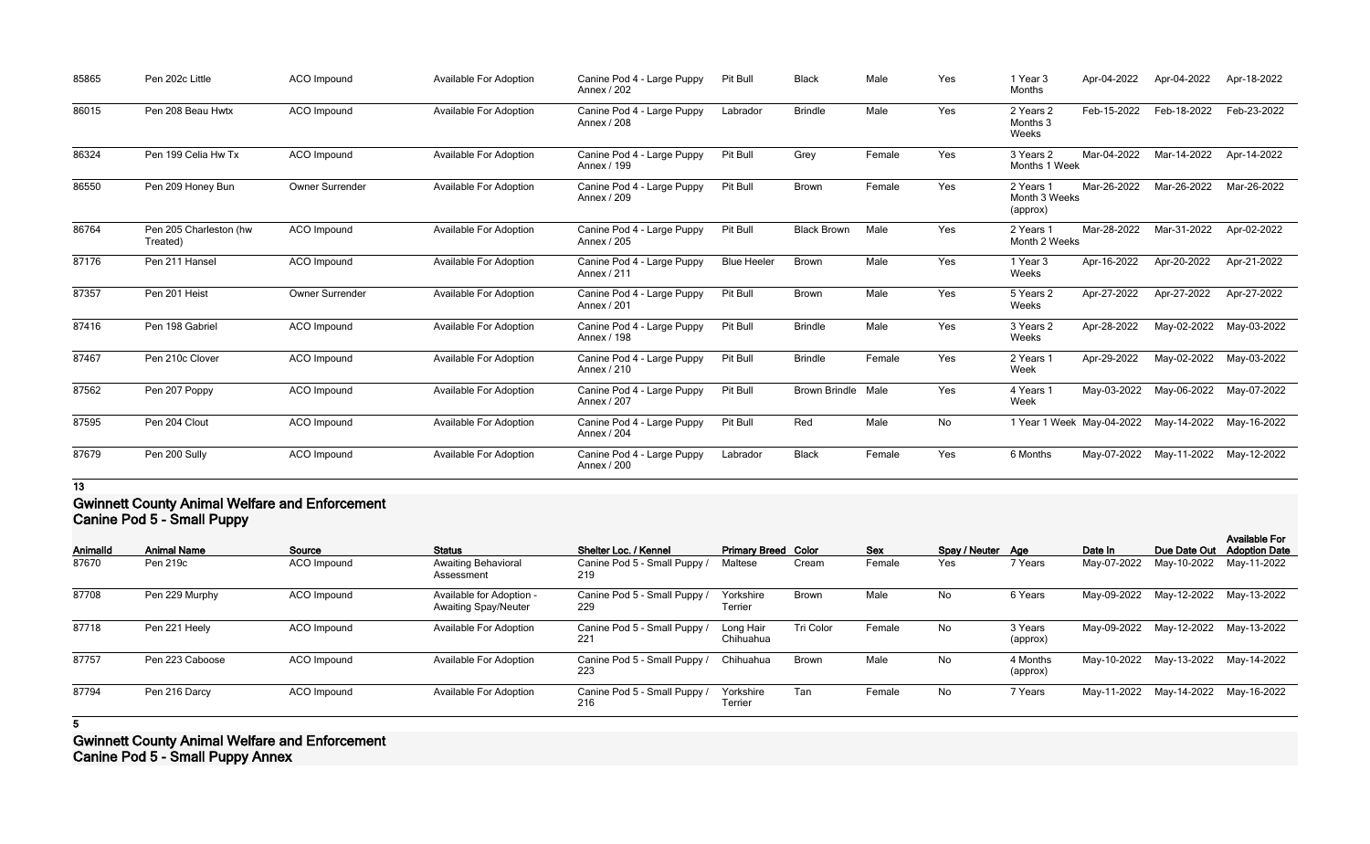| AnimalId | Animal Name | Source | Status | Shelter Loc. / Kennel | Primary Breed | Color | Sex | Spay / Neuter | Age | Date In | Due Date Out | Available For Adoption Date |
|---|---|---|---|---|---|---|---|---|---|---|---|---|
| 85865 | Pen 202c Little | ACO Impound | Available For Adoption | Canine Pod 4 - Large Puppy Annex / 202 | Pit Bull | Black | Male | Yes | 1 Year 3 Months | Apr-04-2022 | Apr-04-2022 | Apr-18-2022 |
| 86015 | Pen 208 Beau Hwtx | ACO Impound | Available For Adoption | Canine Pod 4 - Large Puppy Annex / 208 | Labrador | Brindle | Male | Yes | 2 Years 2 Months 3 Weeks | Feb-15-2022 | Feb-18-2022 | Feb-23-2022 |
| 86324 | Pen 199 Celia Hw Tx | ACO Impound | Available For Adoption | Canine Pod 4 - Large Puppy Annex / 199 | Pit Bull | Grey | Female | Yes | 3 Years 2 Months 1 Week | Mar-04-2022 | Mar-14-2022 | Apr-14-2022 |
| 86550 | Pen 209 Honey Bun | Owner Surrender | Available For Adoption | Canine Pod 4 - Large Puppy Annex / 209 | Pit Bull | Brown | Female | Yes | 2 Years 1 Month 3 Weeks (approx) | Mar-26-2022 | Mar-26-2022 | Mar-26-2022 |
| 86764 | Pen 205 Charleston (hw Treated) | ACO Impound | Available For Adoption | Canine Pod 4 - Large Puppy Annex / 205 | Pit Bull | Black Brown | Male | Yes | 2 Years 1 Month 2 Weeks | Mar-28-2022 | Mar-31-2022 | Apr-02-2022 |
| 87176 | Pen 211 Hansel | ACO Impound | Available For Adoption | Canine Pod 4 - Large Puppy Annex / 211 | Blue Heeler | Brown | Male | Yes | 1 Year 3 Weeks | Apr-16-2022 | Apr-20-2022 | Apr-21-2022 |
| 87357 | Pen 201 Heist | Owner Surrender | Available For Adoption | Canine Pod 4 - Large Puppy Annex / 201 | Pit Bull | Brown | Male | Yes | 5 Years 2 Weeks | Apr-27-2022 | Apr-27-2022 | Apr-27-2022 |
| 87416 | Pen 198 Gabriel | ACO Impound | Available For Adoption | Canine Pod 4 - Large Puppy Annex / 198 | Pit Bull | Brindle | Male | Yes | 3 Years 2 Weeks | Apr-28-2022 | May-02-2022 | May-03-2022 |
| 87467 | Pen 210c Clover | ACO Impound | Available For Adoption | Canine Pod 4 - Large Puppy Annex / 210 | Pit Bull | Brindle | Female | Yes | 2 Years 1 Week | Apr-29-2022 | May-02-2022 | May-03-2022 |
| 87562 | Pen 207 Poppy | ACO Impound | Available For Adoption | Canine Pod 4 - Large Puppy Annex / 207 | Pit Bull | Brown Brindle | Male | Yes | 4 Years 1 Week | May-03-2022 | May-06-2022 | May-07-2022 |
| 87595 | Pen 204 Clout | ACO Impound | Available For Adoption | Canine Pod 4 - Large Puppy Annex / 204 | Pit Bull | Red | Male | No | 1 Year 1 Week | May-04-2022 | May-14-2022 | May-16-2022 |
| 87679 | Pen 200 Sully | ACO Impound | Available For Adoption | Canine Pod 4 - Large Puppy Annex / 200 | Labrador | Black | Female | Yes | 6 Months | May-07-2022 | May-11-2022 | May-12-2022 |

**13**

## Gwinnett County Animal Welfare and Enforcement
## Canine Pod 5 - Small Puppy

| AnimalId | Animal Name | Source | Status | Shelter Loc. / Kennel | Primary Breed | Color | Sex | Spay / Neuter | Age | Date In | Due Date Out | Available For Adoption Date |
|---|---|---|---|---|---|---|---|---|---|---|---|---|
| 87670 | Pen 219c | ACO Impound | Awaiting Behavioral Assessment | Canine Pod 5 - Small Puppy / 219 | Maltese | Cream | Female | Yes | 7 Years | May-07-2022 | May-10-2022 | May-11-2022 |
| 87708 | Pen 229 Murphy | ACO Impound | Available for Adoption - Awaiting Spay/Neuter | Canine Pod 5 - Small Puppy / 229 | Yorkshire Terrier | Brown | Male | No | 6 Years | May-09-2022 | May-12-2022 | May-13-2022 |
| 87718 | Pen 221 Heely | ACO Impound | Available For Adoption | Canine Pod 5 - Small Puppy / 221 | Long Hair Chihuahua | Tri Color | Female | No | 3 Years (approx) | May-09-2022 | May-12-2022 | May-13-2022 |
| 87757 | Pen 223 Caboose | ACO Impound | Available For Adoption | Canine Pod 5 - Small Puppy / 223 | Chihuahua | Brown | Male | No | 4 Months (approx) | May-10-2022 | May-13-2022 | May-14-2022 |
| 87794 | Pen 216 Darcy | ACO Impound | Available For Adoption | Canine Pod 5 - Small Puppy / 216 | Yorkshire Terrier | Tan | Female | No | 7 Years | May-11-2022 | May-14-2022 | May-16-2022 |

**5**

## Gwinnett County Animal Welfare and Enforcement
## Canine Pod 5 - Small Puppy Annex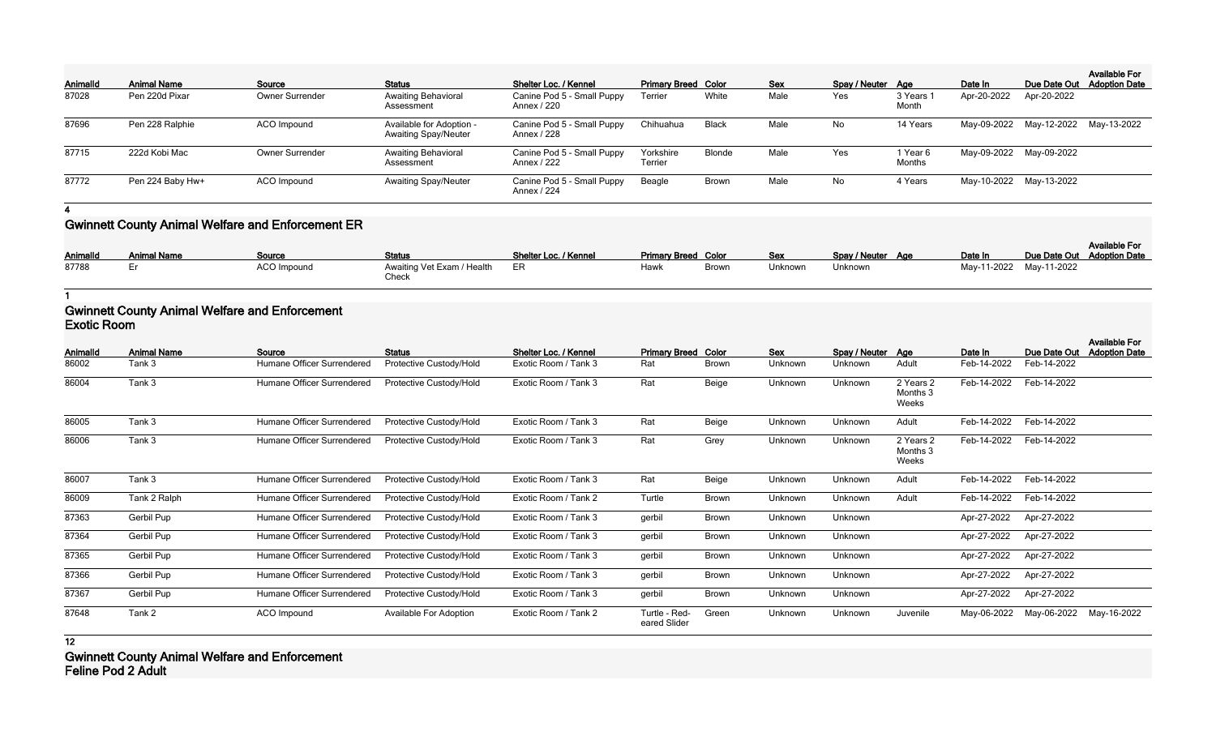| AnimalId | Animal Name | Source | Status | Shelter Loc. / Kennel | Primary Breed | Color | Sex | Spay / Neuter | Age | Date In | Due Date Out | Available For Adoption Date |
|---|---|---|---|---|---|---|---|---|---|---|---|---|
| 87028 | Pen 220d Pixar | Owner Surrender | Awaiting Behavioral Assessment | Canine Pod 5 - Small Puppy Annex / 220 | Terrier | White | Male | Yes | 3 Years 1 Month | Apr-20-2022 | Apr-20-2022 | |
| 87696 | Pen 228 Ralphie | ACO Impound | Available for Adoption - Awaiting Spay/Neuter | Canine Pod 5 - Small Puppy Annex / 228 | Chihuahua | Black | Male | No | 14 Years | May-09-2022 | May-12-2022 | May-13-2022 |
| 87715 | 222d Kobi Mac | Owner Surrender | Awaiting Behavioral Assessment | Canine Pod 5 - Small Puppy Annex / 222 | Yorkshire Terrier | Blonde | Male | Yes | 1 Year 6 Months | May-09-2022 | May-09-2022 | |
| 87772 | Pen 224 Baby Hw+ | ACO Impound | Awaiting Spay/Neuter | Canine Pod 5 - Small Puppy Annex / 224 | Beagle | Brown | Male | No | 4 Years | May-10-2022 | May-13-2022 | |

**4**

## Gwinnett County Animal Welfare and Enforcement ER

| AnimalId | Animal Name | Source | Status | Shelter Loc. / Kennel | Primary Breed | Color | Sex | Spay / Neuter | Age | Date In | Due Date Out | Available For Adoption Date |
|---|---|---|---|---|---|---|---|---|---|---|---|---|
| 87788 | Er | ACO Impound | Awaiting Vet Exam / Health Check | ER | Hawk | Brown | Unknown | Unknown | | May-11-2022 | May-11-2022 | |

**1**

## Gwinnett County Animal Welfare and Enforcement Exotic Room

| AnimalId | Animal Name | Source | Status | Shelter Loc. / Kennel | Primary Breed | Color | Sex | Spay / Neuter | Age | Date In | Due Date Out | Available For Adoption Date |
|---|---|---|---|---|---|---|---|---|---|---|---|---|
| 86002 | Tank 3 | Humane Officer Surrendered | Protective Custody/Hold | Exotic Room / Tank 3 | Rat | Brown | Unknown | Unknown | Adult | Feb-14-2022 | Feb-14-2022 | |
| 86004 | Tank 3 | Humane Officer Surrendered | Protective Custody/Hold | Exotic Room / Tank 3 | Rat | Beige | Unknown | Unknown | 2 Years 2 Months 3 Weeks | Feb-14-2022 | Feb-14-2022 | |
| 86005 | Tank 3 | Humane Officer Surrendered | Protective Custody/Hold | Exotic Room / Tank 3 | Rat | Beige | Unknown | Unknown | Adult | Feb-14-2022 | Feb-14-2022 | |
| 86006 | Tank 3 | Humane Officer Surrendered | Protective Custody/Hold | Exotic Room / Tank 3 | Rat | Grey | Unknown | Unknown | 2 Years 2 Months 3 Weeks | Feb-14-2022 | Feb-14-2022 | |
| 86007 | Tank 3 | Humane Officer Surrendered | Protective Custody/Hold | Exotic Room / Tank 3 | Rat | Beige | Unknown | Unknown | Adult | Feb-14-2022 | Feb-14-2022 | |
| 86009 | Tank 2 Ralph | Humane Officer Surrendered | Protective Custody/Hold | Exotic Room / Tank 2 | Turtle | Brown | Unknown | Unknown | Adult | Feb-14-2022 | Feb-14-2022 | |
| 87363 | Gerbil Pup | Humane Officer Surrendered | Protective Custody/Hold | Exotic Room / Tank 3 | gerbil | Brown | Unknown | Unknown | | Apr-27-2022 | Apr-27-2022 | |
| 87364 | Gerbil Pup | Humane Officer Surrendered | Protective Custody/Hold | Exotic Room / Tank 3 | gerbil | Brown | Unknown | Unknown | | Apr-27-2022 | Apr-27-2022 | |
| 87365 | Gerbil Pup | Humane Officer Surrendered | Protective Custody/Hold | Exotic Room / Tank 3 | gerbil | Brown | Unknown | Unknown | | Apr-27-2022 | Apr-27-2022 | |
| 87366 | Gerbil Pup | Humane Officer Surrendered | Protective Custody/Hold | Exotic Room / Tank 3 | gerbil | Brown | Unknown | Unknown | | Apr-27-2022 | Apr-27-2022 | |
| 87367 | Gerbil Pup | Humane Officer Surrendered | Protective Custody/Hold | Exotic Room / Tank 3 | gerbil | Brown | Unknown | Unknown | | Apr-27-2022 | Apr-27-2022 | |
| 87648 | Tank 2 | ACO Impound | Available For Adoption | Exotic Room / Tank 2 | Turtle - Red-eared Slider | Green | Unknown | Unknown | Juvenile | May-06-2022 | May-06-2022 | May-16-2022 |

**12**

## Gwinnett County Animal Welfare and Enforcement Feline Pod 2 Adult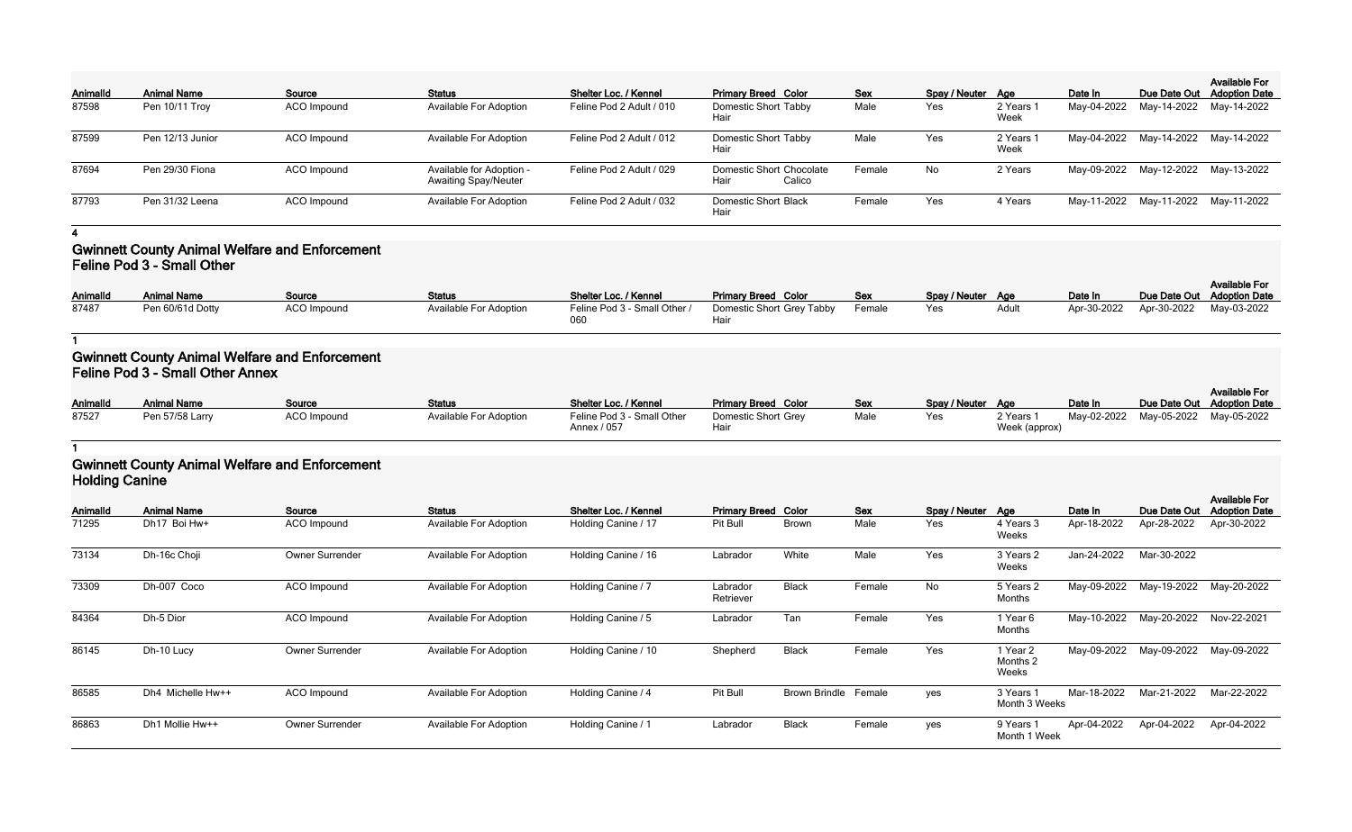| AnimalId | Animal Name | Source | Status | Shelter Loc. / Kennel | Primary Breed | Color | Sex | Spay / Neuter | Age | Date In | Due Date Out | Available For Adoption Date |
|---|---|---|---|---|---|---|---|---|---|---|---|---|
| 87598 | Pen 10/11 Troy | ACO Impound | Available For Adoption | Feline Pod 2 Adult / 010 | Domestic Short Hair | Tabby | Male | Yes | 2 Years 1 Week | May-04-2022 | May-14-2022 | May-14-2022 |
| 87599 | Pen 12/13 Junior | ACO Impound | Available For Adoption | Feline Pod 2 Adult / 012 | Domestic Short Hair | Tabby | Male | Yes | 2 Years 1 Week | May-04-2022 | May-14-2022 | May-14-2022 |
| 87694 | Pen 29/30 Fiona | ACO Impound | Available for Adoption - Awaiting Spay/Neuter | Feline Pod 2 Adult / 029 | Domestic Short Hair | Chocolate Calico | Female | No | 2 Years | May-09-2022 | May-12-2022 | May-13-2022 |
| 87793 | Pen 31/32 Leena | ACO Impound | Available For Adoption | Feline Pod 2 Adult / 032 | Domestic Short Hair | Black | Female | Yes | 4 Years | May-11-2022 | May-11-2022 | May-11-2022 |

**4**

## Gwinnett County Animal Welfare and Enforcement
### Feline Pod 3 - Small Other

| AnimalId | Animal Name | Source | Status | Shelter Loc. / Kennel | Primary Breed | Color | Sex | Spay / Neuter | Age | Date In | Due Date Out | Available For Adoption Date |
|---|---|---|---|---|---|---|---|---|---|---|---|---|
| 87487 | Pen 60/61d Dotty | ACO Impound | Available For Adoption | Feline Pod 3 - Small Other / 060 | Domestic Short Hair | Grey Tabby | Female | Yes | Adult | Apr-30-2022 | Apr-30-2022 | May-03-2022 |

**1**

## Gwinnett County Animal Welfare and Enforcement
### Feline Pod 3 - Small Other Annex

| AnimalId | Animal Name | Source | Status | Shelter Loc. / Kennel | Primary Breed | Color | Sex | Spay / Neuter | Age | Date In | Due Date Out | Available For Adoption Date |
|---|---|---|---|---|---|---|---|---|---|---|---|---|
| 87527 | Pen 57/58 Larry | ACO Impound | Available For Adoption | Feline Pod 3 - Small Other Annex / 057 | Domestic Short Hair | Grey | Male | Yes | 2 Years 1 Week (approx) | May-02-2022 | May-05-2022 | May-05-2022 |

**1**

## Gwinnett County Animal Welfare and Enforcement
### Holding Canine

| AnimalId | Animal Name | Source | Status | Shelter Loc. / Kennel | Primary Breed | Color | Sex | Spay / Neuter | Age | Date In | Due Date Out | Available For Adoption Date |
|---|---|---|---|---|---|---|---|---|---|---|---|---|
| 71295 | Dh17 Boi Hw+ | ACO Impound | Available For Adoption | Holding Canine / 17 | Pit Bull | Brown | Male | Yes | 4 Years 3 Weeks | Apr-18-2022 | Apr-28-2022 | Apr-30-2022 |
| 73134 | Dh-16c Choji | Owner Surrender | Available For Adoption | Holding Canine / 16 | Labrador | White | Male | Yes | 3 Years 2 Weeks | Jan-24-2022 | Mar-30-2022 | |
| 73309 | Dh-007 Coco | ACO Impound | Available For Adoption | Holding Canine / 7 | Labrador Retriever | Black | Female | No | 5 Years 2 Months | May-09-2022 | May-19-2022 | May-20-2022 |
| 84364 | Dh-5 Dior | ACO Impound | Available For Adoption | Holding Canine / 5 | Labrador | Tan | Female | Yes | 1 Year 6 Months | May-10-2022 | May-20-2022 | Nov-22-2021 |
| 86145 | Dh-10 Lucy | Owner Surrender | Available For Adoption | Holding Canine / 10 | Shepherd | Black | Female | Yes | 1 Year 2 Months 2 Weeks | May-09-2022 | May-09-2022 | May-09-2022 |
| 86585 | Dh4 Michelle Hw++ | ACO Impound | Available For Adoption | Holding Canine / 4 | Pit Bull | Brown Brindle | Female | yes | 3 Years 1 Month 3 Weeks | Mar-18-2022 | Mar-21-2022 | Mar-22-2022 |
| 86863 | Dh1 Mollie Hw++ | Owner Surrender | Available For Adoption | Holding Canine / 1 | Labrador | Black | Female | yes | 9 Years 1 Month 1 Week | Apr-04-2022 | Apr-04-2022 | Apr-04-2022 |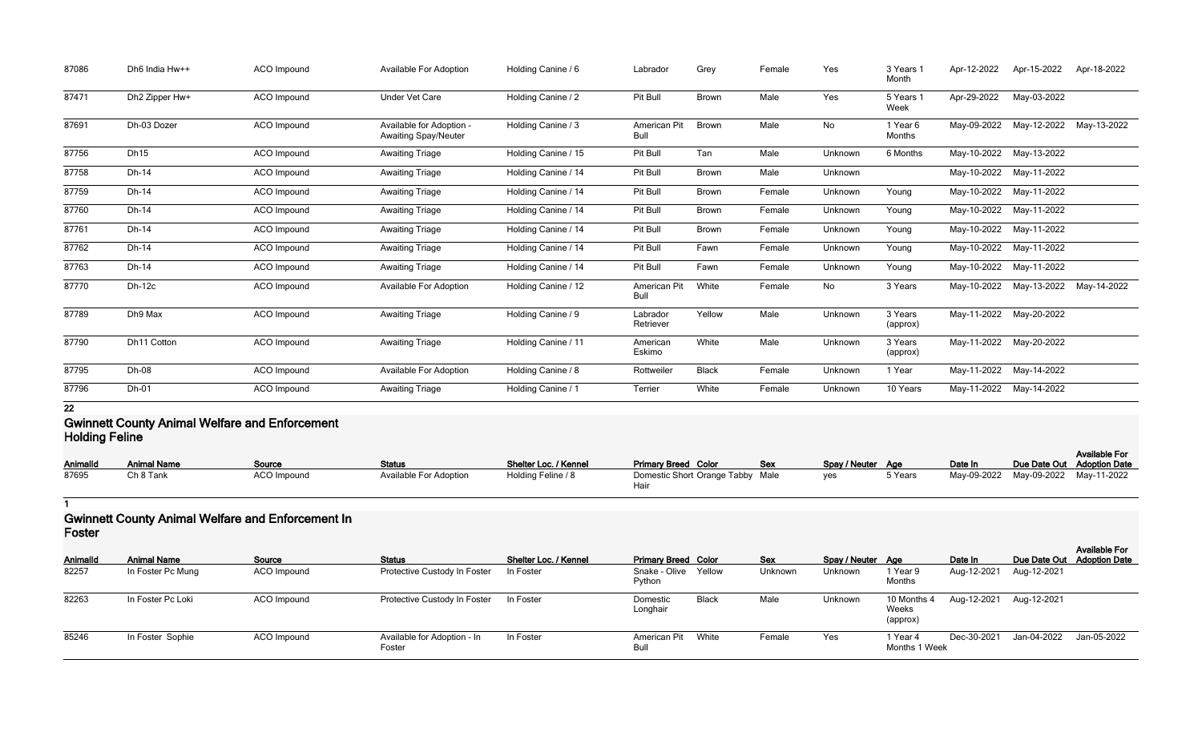| 87086 | Dh6 India Hw++ | ACO Impound | Available For Adoption | Holding Canine / 6 | Labrador | Grey | Female | Yes | 3 Years 1 Month | Apr-12-2022 | Apr-15-2022 | Apr-18-2022 |
|---|---|---|---|---|---|---|---|---|---|---|---|---|
| 87471 | Dh2 Zipper Hw+ | ACO Impound | Under Vet Care | Holding Canine / 2 | Pit Bull | Brown | Male | Yes | 5 Years 1 Week | Apr-29-2022 | May-03-2022 | |
| 87691 | Dh-03 Dozer | ACO Impound | Available for Adoption - Awaiting Spay/Neuter | Holding Canine / 3 | American Pit Bull | Brown | Male | No | 1 Year 6 Months | May-09-2022 | May-12-2022 | May-13-2022 |
| 87756 | Dh15 | ACO Impound | Awaiting Triage | Holding Canine / 15 | Pit Bull | Tan | Male | Unknown | 6 Months | May-10-2022 | May-13-2022 | |
| 87758 | Dh-14 | ACO Impound | Awaiting Triage | Holding Canine / 14 | Pit Bull | Brown | Male | Unknown | | May-10-2022 | May-11-2022 | |
| 87759 | Dh-14 | ACO Impound | Awaiting Triage | Holding Canine / 14 | Pit Bull | Brown | Female | Unknown | Young | May-10-2022 | May-11-2022 | |
| 87760 | Dh-14 | ACO Impound | Awaiting Triage | Holding Canine / 14 | Pit Bull | Brown | Female | Unknown | Young | May-10-2022 | May-11-2022 | |
| 87761 | Dh-14 | ACO Impound | Awaiting Triage | Holding Canine / 14 | Pit Bull | Brown | Female | Unknown | Young | May-10-2022 | May-11-2022 | |
| 87762 | Dh-14 | ACO Impound | Awaiting Triage | Holding Canine / 14 | Pit Bull | Fawn | Female | Unknown | Young | May-10-2022 | May-11-2022 | |
| 87763 | Dh-14 | ACO Impound | Awaiting Triage | Holding Canine / 14 | Pit Bull | Fawn | Female | Unknown | Young | May-10-2022 | May-11-2022 | |
| 87770 | Dh-12c | ACO Impound | Available For Adoption | Holding Canine / 12 | American Pit Bull | White | Female | No | 3 Years | May-10-2022 | May-13-2022 | May-14-2022 |
| 87789 | Dh9 Max | ACO Impound | Awaiting Triage | Holding Canine / 9 | Labrador Retriever | Yellow | Male | Unknown | 3 Years (approx) | May-11-2022 | May-20-2022 | |
| 87790 | Dh11 Cotton | ACO Impound | Awaiting Triage | Holding Canine / 11 | American Eskimo | White | Male | Unknown | 3 Years (approx) | May-11-2022 | May-20-2022 | |
| 87795 | Dh-08 | ACO Impound | Available For Adoption | Holding Canine / 8 | Rottweiler | Black | Female | Unknown | 1 Year | May-11-2022 | May-14-2022 | |
| 87796 | Dh-01 | ACO Impound | Awaiting Triage | Holding Canine / 1 | Terrier | White | Female | Unknown | 10 Years | May-11-2022 | May-14-2022 | |

**22**

## Gwinnett County Animal Welfare and Enforcement Holding Feline

| AnimalId | Animal Name | Source | Status | Shelter Loc. / Kennel | Primary Breed | Color | Sex | Spay / Neuter | Age | Date In | Due Date Out | Available For Adoption Date |
|---|---|---|---|---|---|---|---|---|---|---|---|---|
| 87695 | Ch 8 Tank | ACO Impound | Available For Adoption | Holding Feline / 8 | Domestic Short Hair | Orange Tabby | Male | yes | 5 Years | May-09-2022 | May-09-2022 | May-11-2022 |

**1**

## Gwinnett County Animal Welfare and Enforcement In Foster

| AnimalId | Animal Name | Source | Status | Shelter Loc. / Kennel | Primary Breed | Color | Sex | Spay / Neuter | Age | Date In | Due Date Out | Available For Adoption Date |
|---|---|---|---|---|---|---|---|---|---|---|---|---|
| 82257 | In Foster Pc Mung | ACO Impound | Protective Custody In Foster | In Foster | Snake - Olive Python | Yellow | Unknown | Unknown | 1 Year 9 Months | Aug-12-2021 | Aug-12-2021 | |
| 82263 | In Foster Pc Loki | ACO Impound | Protective Custody In Foster | In Foster | Domestic Longhair | Black | Male | Unknown | 10 Months 4 Weeks (approx) | Aug-12-2021 | Aug-12-2021 | |
| 85246 | In Foster Sophie | ACO Impound | Available for Adoption - In Foster | In Foster | American Pit Bull | White | Female | Yes | 1 Year 4 Months 1 Week | Dec-30-2021 | Jan-04-2022 | Jan-05-2022 |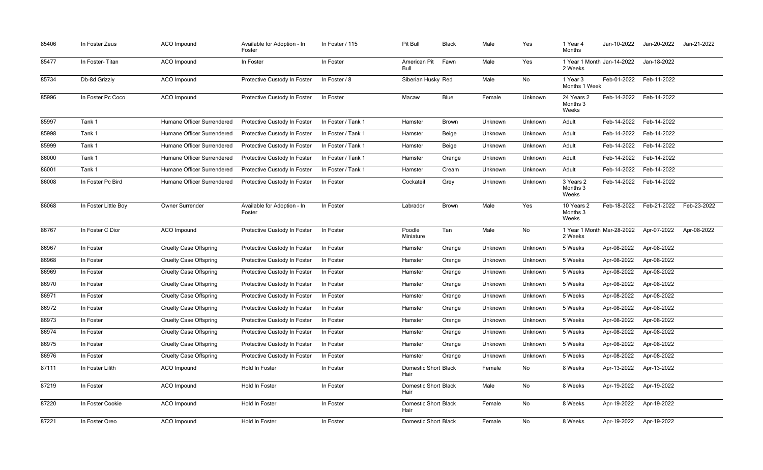| | | | | | | | | | | | | |
|---|---|---|---|---|---|---|---|---|---|---|---|---|
| 85406 | In Foster Zeus | ACO Impound | Available for Adoption - In Foster | In Foster / 115 | Pit Bull | Black | Male | Yes | 1 Year 4 Months | Jan-10-2022 | Jan-20-2022 | Jan-21-2022 |
| 85477 | In Foster- Titan | ACO Impound | In Foster | In Foster | American Pit Bull | Fawn | Male | Yes | 1 Year 1 Month 2 Weeks | Jan-14-2022 | Jan-18-2022 | |
| 85734 | Db-8d Grizzly | ACO Impound | Protective Custody In Foster | In Foster / 8 | Siberian Husky | Red | Male | No | 1 Year 3 Months 1 Week | Feb-01-2022 | Feb-11-2022 | |
| 85996 | In Foster Pc Coco | ACO Impound | Protective Custody In Foster | In Foster | Macaw | Blue | Female | Unknown | 24 Years 2 Months 3 Weeks | Feb-14-2022 | Feb-14-2022 | |
| 85997 | Tank 1 | Humane Officer Surrendered | Protective Custody In Foster | In Foster / Tank 1 | Hamster | Brown | Unknown | Unknown | Adult | Feb-14-2022 | Feb-14-2022 | |
| 85998 | Tank 1 | Humane Officer Surrendered | Protective Custody In Foster | In Foster / Tank 1 | Hamster | Beige | Unknown | Unknown | Adult | Feb-14-2022 | Feb-14-2022 | |
| 85999 | Tank 1 | Humane Officer Surrendered | Protective Custody In Foster | In Foster / Tank 1 | Hamster | Beige | Unknown | Unknown | Adult | Feb-14-2022 | Feb-14-2022 | |
| 86000 | Tank 1 | Humane Officer Surrendered | Protective Custody In Foster | In Foster / Tank 1 | Hamster | Orange | Unknown | Unknown | Adult | Feb-14-2022 | Feb-14-2022 | |
| 86001 | Tank 1 | Humane Officer Surrendered | Protective Custody In Foster | In Foster / Tank 1 | Hamster | Cream | Unknown | Unknown | Adult | Feb-14-2022 | Feb-14-2022 | |
| 86008 | In Foster Pc Bird | Humane Officer Surrendered | Protective Custody In Foster | In Foster | Cockateil | Grey | Unknown | Unknown | 3 Years 2 Months 3 Weeks | Feb-14-2022 | Feb-14-2022 | |
| 86068 | In Foster Little Boy | Owner Surrender | Available for Adoption - In Foster | In Foster | Labrador | Brown | Male | Yes | 10 Years 2 Months 3 Weeks | Feb-18-2022 | Feb-21-2022 | Feb-23-2022 |
| 86767 | In Foster C Dior | ACO Impound | Protective Custody In Foster | In Foster | Poodle Miniature | Tan | Male | No | 1 Year 1 Month 2 Weeks | Mar-28-2022 | Apr-07-2022 | Apr-08-2022 |
| 86967 | In Foster | Cruelty Case Offspring | Protective Custody In Foster | In Foster | Hamster | Orange | Unknown | Unknown | 5 Weeks | Apr-08-2022 | Apr-08-2022 | |
| 86968 | In Foster | Cruelty Case Offspring | Protective Custody In Foster | In Foster | Hamster | Orange | Unknown | Unknown | 5 Weeks | Apr-08-2022 | Apr-08-2022 | |
| 86969 | In Foster | Cruelty Case Offspring | Protective Custody In Foster | In Foster | Hamster | Orange | Unknown | Unknown | 5 Weeks | Apr-08-2022 | Apr-08-2022 | |
| 86970 | In Foster | Cruelty Case Offspring | Protective Custody In Foster | In Foster | Hamster | Orange | Unknown | Unknown | 5 Weeks | Apr-08-2022 | Apr-08-2022 | |
| 86971 | In Foster | Cruelty Case Offspring | Protective Custody In Foster | In Foster | Hamster | Orange | Unknown | Unknown | 5 Weeks | Apr-08-2022 | Apr-08-2022 | |
| 86972 | In Foster | Cruelty Case Offspring | Protective Custody In Foster | In Foster | Hamster | Orange | Unknown | Unknown | 5 Weeks | Apr-08-2022 | Apr-08-2022 | |
| 86973 | In Foster | Cruelty Case Offspring | Protective Custody In Foster | In Foster | Hamster | Orange | Unknown | Unknown | 5 Weeks | Apr-08-2022 | Apr-08-2022 | |
| 86974 | In Foster | Cruelty Case Offspring | Protective Custody In Foster | In Foster | Hamster | Orange | Unknown | Unknown | 5 Weeks | Apr-08-2022 | Apr-08-2022 | |
| 86975 | In Foster | Cruelty Case Offspring | Protective Custody In Foster | In Foster | Hamster | Orange | Unknown | Unknown | 5 Weeks | Apr-08-2022 | Apr-08-2022 | |
| 86976 | In Foster | Cruelty Case Offspring | Protective Custody In Foster | In Foster | Hamster | Orange | Unknown | Unknown | 5 Weeks | Apr-08-2022 | Apr-08-2022 | |
| 87111 | In Foster Lilith | ACO Impound | Hold In Foster | In Foster | Domestic Short Hair | Black | Female | No | 8 Weeks | Apr-13-2022 | Apr-13-2022 | |
| 87219 | In Foster | ACO Impound | Hold In Foster | In Foster | Domestic Short Hair | Black | Male | No | 8 Weeks | Apr-19-2022 | Apr-19-2022 | |
| 87220 | In Foster Cookie | ACO Impound | Hold In Foster | In Foster | Domestic Short Hair | Black | Female | No | 8 Weeks | Apr-19-2022 | Apr-19-2022 | |
| 87221 | In Foster Oreo | ACO Impound | Hold In Foster | In Foster | Domestic Short | Black | Female | No | 8 Weeks | Apr-19-2022 | Apr-19-2022 | |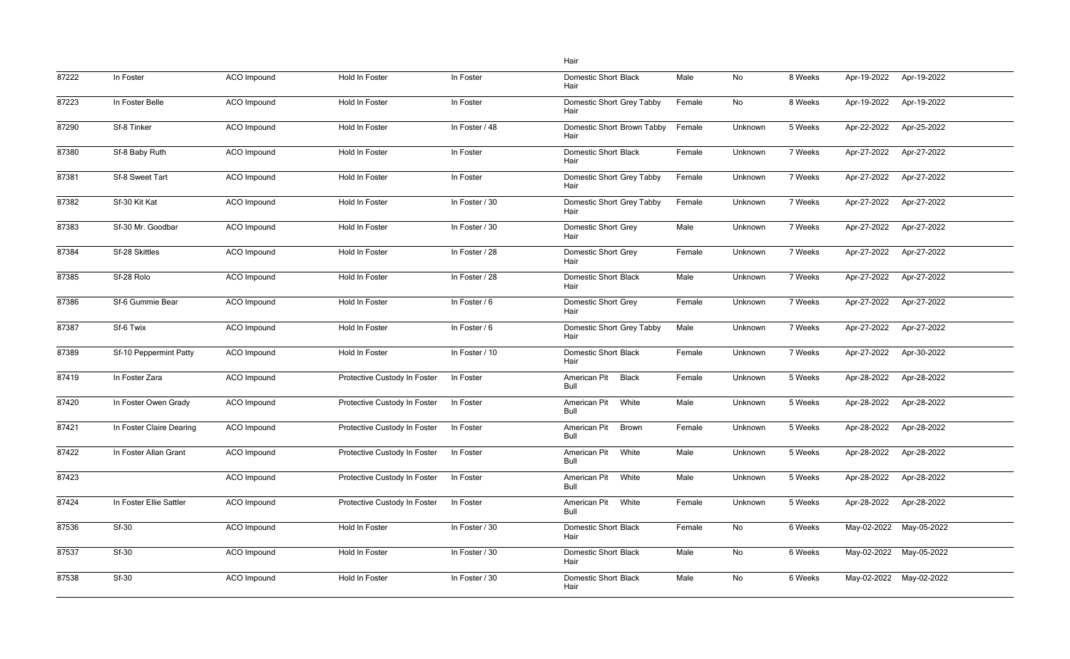| | | | | | Hair | | | | | | |
|---|---|---|---|---|---|---|---|---|---|---|---|
| 87222 | In Foster | ACO Impound | Hold In Foster | In Foster | Domestic Short Black Hair | Male | No | 8 Weeks | Apr-19-2022 | Apr-19-2022 |
| 87223 | In Foster Belle | ACO Impound | Hold In Foster | In Foster | Domestic Short Grey Tabby Hair | Female | No | 8 Weeks | Apr-19-2022 | Apr-19-2022 |
| 87290 | Sf-8 Tinker | ACO Impound | Hold In Foster | In Foster / 48 | Domestic Short Brown Tabby Hair | Female | Unknown | 5 Weeks | Apr-22-2022 | Apr-25-2022 |
| 87380 | Sf-8 Baby Ruth | ACO Impound | Hold In Foster | In Foster | Domestic Short Black Hair | Female | Unknown | 7 Weeks | Apr-27-2022 | Apr-27-2022 |
| 87381 | Sf-8 Sweet Tart | ACO Impound | Hold In Foster | In Foster | Domestic Short Grey Tabby Hair | Female | Unknown | 7 Weeks | Apr-27-2022 | Apr-27-2022 |
| 87382 | Sf-30 Kit Kat | ACO Impound | Hold In Foster | In Foster / 30 | Domestic Short Grey Tabby Hair | Female | Unknown | 7 Weeks | Apr-27-2022 | Apr-27-2022 |
| 87383 | Sf-30 Mr. Goodbar | ACO Impound | Hold In Foster | In Foster / 30 | Domestic Short Grey Hair | Male | Unknown | 7 Weeks | Apr-27-2022 | Apr-27-2022 |
| 87384 | Sf-28 Skittles | ACO Impound | Hold In Foster | In Foster / 28 | Domestic Short Grey Hair | Female | Unknown | 7 Weeks | Apr-27-2022 | Apr-27-2022 |
| 87385 | Sf-28 Rolo | ACO Impound | Hold In Foster | In Foster / 28 | Domestic Short Black Hair | Male | Unknown | 7 Weeks | Apr-27-2022 | Apr-27-2022 |
| 87386 | Sf-6 Gummie Bear | ACO Impound | Hold In Foster | In Foster / 6 | Domestic Short Grey Hair | Female | Unknown | 7 Weeks | Apr-27-2022 | Apr-27-2022 |
| 87387 | Sf-6 Twix | ACO Impound | Hold In Foster | In Foster / 6 | Domestic Short Grey Tabby Hair | Male | Unknown | 7 Weeks | Apr-27-2022 | Apr-27-2022 |
| 87389 | Sf-10 Peppermint Patty | ACO Impound | Hold In Foster | In Foster / 10 | Domestic Short Black Hair | Female | Unknown | 7 Weeks | Apr-27-2022 | Apr-30-2022 |
| 87419 | In Foster Zara | ACO Impound | Protective Custody In Foster | In Foster | American Pit Bull Black | Female | Unknown | 5 Weeks | Apr-28-2022 | Apr-28-2022 |
| 87420 | In Foster Owen Grady | ACO Impound | Protective Custody In Foster | In Foster | American Pit Bull White | Male | Unknown | 5 Weeks | Apr-28-2022 | Apr-28-2022 |
| 87421 | In Foster Claire Dearing | ACO Impound | Protective Custody In Foster | In Foster | American Pit Bull Brown | Female | Unknown | 5 Weeks | Apr-28-2022 | Apr-28-2022 |
| 87422 | In Foster Allan Grant | ACO Impound | Protective Custody In Foster | In Foster | American Pit Bull White | Male | Unknown | 5 Weeks | Apr-28-2022 | Apr-28-2022 |
| 87423 | | ACO Impound | Protective Custody In Foster | In Foster | American Pit Bull White | Male | Unknown | 5 Weeks | Apr-28-2022 | Apr-28-2022 |
| 87424 | In Foster Ellie Sattler | ACO Impound | Protective Custody In Foster | In Foster | American Pit Bull White | Female | Unknown | 5 Weeks | Apr-28-2022 | Apr-28-2022 |
| 87536 | Sf-30 | ACO Impound | Hold In Foster | In Foster / 30 | Domestic Short Black Hair | Female | No | 6 Weeks | May-02-2022 | May-05-2022 |
| 87537 | Sf-30 | ACO Impound | Hold In Foster | In Foster / 30 | Domestic Short Black Hair | Male | No | 6 Weeks | May-02-2022 | May-05-2022 |
| 87538 | Sf-30 | ACO Impound | Hold In Foster | In Foster / 30 | Domestic Short Black Hair | Male | No | 6 Weeks | May-02-2022 | May-02-2022 |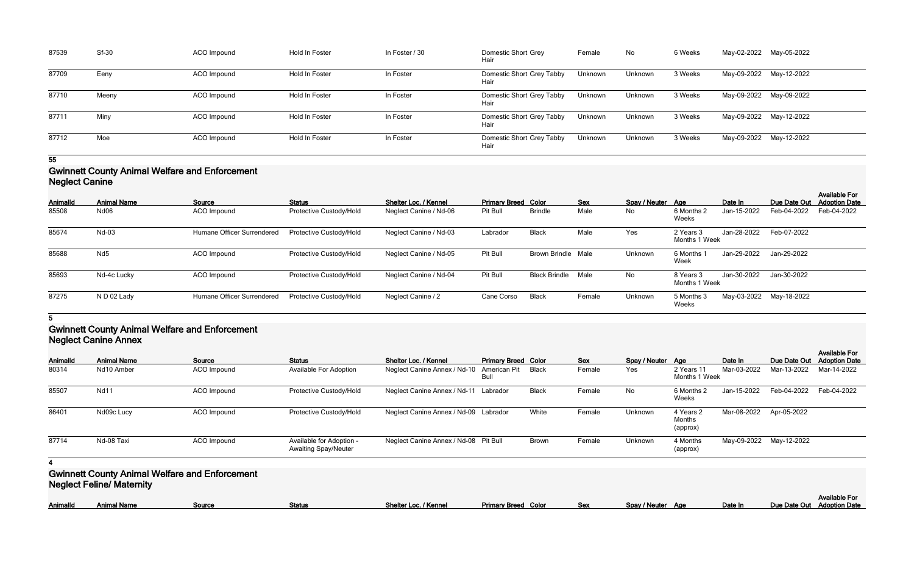| AnimalId | Animal Name | Source | Status | Shelter Loc. / Kennel | Primary Breed | Color | Sex | Spay / Neuter | Age | Date In | Due Date Out | Available For Adoption Date |
|---|---|---|---|---|---|---|---|---|---|---|---|---|
| 87539 | Sf-30 | ACO Impound | Hold In Foster | In Foster / 30 | Domestic Short Hair | Grey | Female | No | 6 Weeks | May-02-2022 | May-05-2022 | |
| 87709 | Eeny | ACO Impound | Hold In Foster | In Foster | Domestic Short Hair | Grey Tabby | Unknown | Unknown | 3 Weeks | May-09-2022 | May-12-2022 | |
| 87710 | Meeny | ACO Impound | Hold In Foster | In Foster | Domestic Short Hair | Grey Tabby | Unknown | Unknown | 3 Weeks | May-09-2022 | May-09-2022 | |
| 87711 | Miny | ACO Impound | Hold In Foster | In Foster | Domestic Short Hair | Grey Tabby | Unknown | Unknown | 3 Weeks | May-09-2022 | May-12-2022 | |
| 87712 | Moe | ACO Impound | Hold In Foster | In Foster | Domestic Short Hair | Grey Tabby | Unknown | Unknown | 3 Weeks | May-09-2022 | May-12-2022 | |

**55**

## Gwinnett County Animal Welfare and Enforcement
## Neglect Canine

| AnimalId | Animal Name | Source | Status | Shelter Loc. / Kennel | Primary Breed | Color | Sex | Spay / Neuter | Age | Date In | Due Date Out | Available For Adoption Date |
|---|---|---|---|---|---|---|---|---|---|---|---|---|
| 85508 | Nd06 | ACO Impound | Protective Custody/Hold | Neglect Canine / Nd-06 | Pit Bull | Brindle | Male | No | 6 Months 2 Weeks | Jan-15-2022 | Feb-04-2022 | Feb-04-2022 |
| 85674 | Nd-03 | Humane Officer Surrendered | Protective Custody/Hold | Neglect Canine / Nd-03 | Labrador | Black | Male | Yes | 2 Years 3 Months 1 Week | Jan-28-2022 | Feb-07-2022 | |
| 85688 | Nd5 | ACO Impound | Protective Custody/Hold | Neglect Canine / Nd-05 | Pit Bull | Brown Brindle | Male | Unknown | 6 Months 1 Week | Jan-29-2022 | Jan-29-2022 | |
| 85693 | Nd-4c Lucky | ACO Impound | Protective Custody/Hold | Neglect Canine / Nd-04 | Pit Bull | Black Brindle | Male | No | 8 Years 3 Months 1 Week | Jan-30-2022 | Jan-30-2022 | |
| 87275 | N D 02 Lady | Humane Officer Surrendered | Protective Custody/Hold | Neglect Canine / 2 | Cane Corso | Black | Female | Unknown | 5 Months 3 Weeks | May-03-2022 | May-18-2022 | |

**5**

## Gwinnett County Animal Welfare and Enforcement
## Neglect Canine Annex

| AnimalId | Animal Name | Source | Status | Shelter Loc. / Kennel | Primary Breed | Color | Sex | Spay / Neuter | Age | Date In | Due Date Out | Available For Adoption Date |
|---|---|---|---|---|---|---|---|---|---|---|---|---|
| 80314 | Nd10 Amber | ACO Impound | Available For Adoption | Neglect Canine Annex / Nd-10 | American Pit Bull | Black | Female | Yes | 2 Years 11 Months 1 Week | Mar-03-2022 | Mar-13-2022 | Mar-14-2022 |
| 85507 | Nd11 | ACO Impound | Protective Custody/Hold | Neglect Canine Annex / Nd-11 | Labrador | Black | Female | No | 6 Months 2 Weeks | Jan-15-2022 | Feb-04-2022 | Feb-04-2022 |
| 86401 | Nd09c Lucy | ACO Impound | Protective Custody/Hold | Neglect Canine Annex / Nd-09 | Labrador | White | Female | Unknown | 4 Years 2 Months (approx) | Mar-08-2022 | Apr-05-2022 | |
| 87714 | Nd-08 Taxi | ACO Impound | Available for Adoption - Awaiting Spay/Neuter | Neglect Canine Annex / Nd-08 | Pit Bull | Brown | Female | Unknown | 4 Months (approx) | May-09-2022 | May-12-2022 | |

**4**

## Gwinnett County Animal Welfare and Enforcement
## Neglect Feline/ Maternity

| AnimalId | Animal Name | Source | Status | Shelter Loc. / Kennel | Primary Breed | Color | Sex | Spay / Neuter | Age | Date In | Due Date Out | Available For Adoption Date |
|---|---|---|---|---|---|---|---|---|---|---|---|---|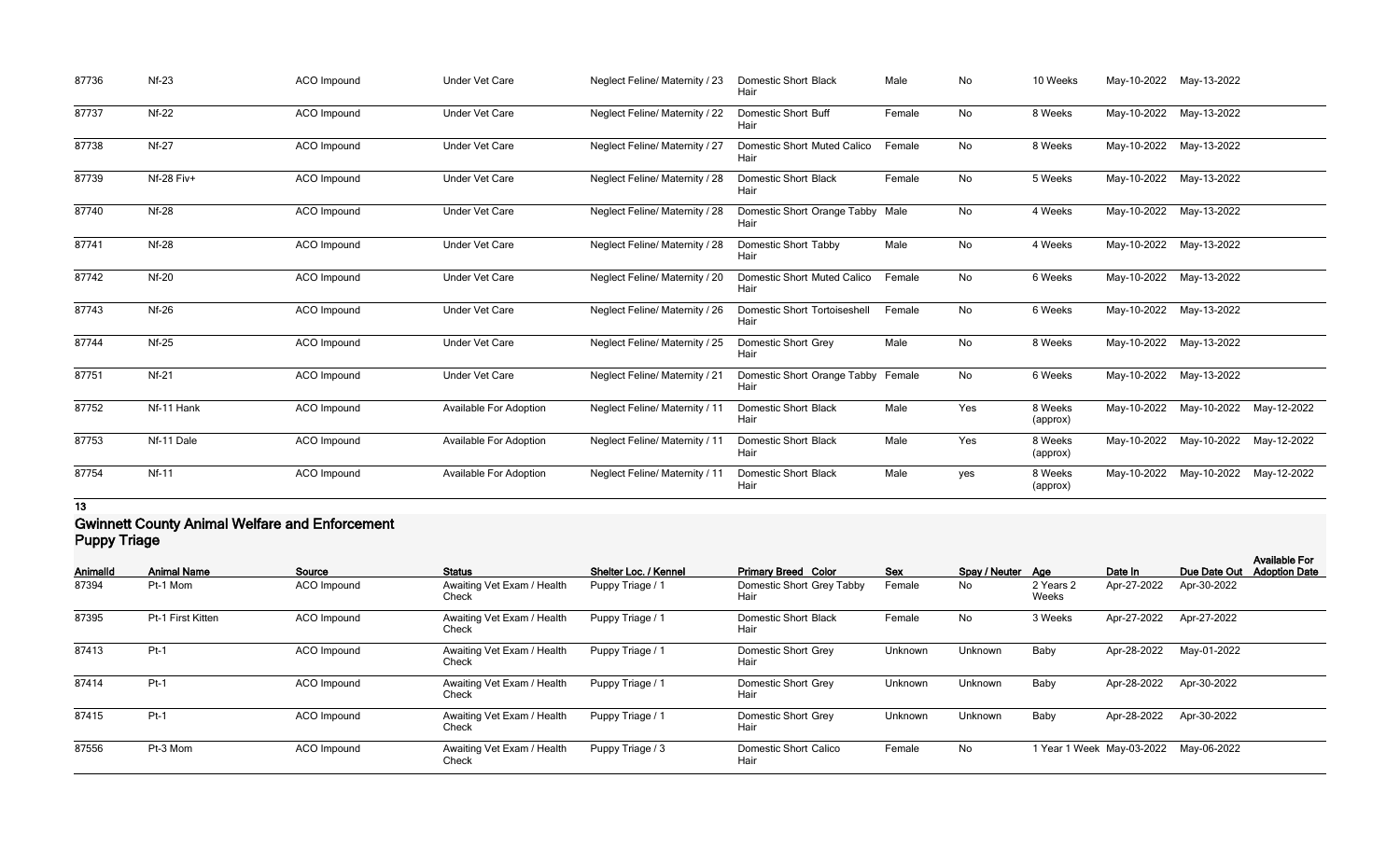| | | | | | | | | | | | |
|---|---|---|---|---|---|---|---|---|---|---|---|
| 87736 | Nf-23 | ACO Impound | Under Vet Care | Neglect Feline/ Maternity / 23 | Domestic Short Black Hair | Male | No | 10 Weeks | May-10-2022 | May-13-2022 | |
| 87737 | Nf-22 | ACO Impound | Under Vet Care | Neglect Feline/ Maternity / 22 | Domestic Short Buff Hair | Female | No | 8 Weeks | May-10-2022 | May-13-2022 | |
| 87738 | Nf-27 | ACO Impound | Under Vet Care | Neglect Feline/ Maternity / 27 | Domestic Short Muted Calico Hair | Female | No | 8 Weeks | May-10-2022 | May-13-2022 | |
| 87739 | Nf-28 Fiv+ | ACO Impound | Under Vet Care | Neglect Feline/ Maternity / 28 | Domestic Short Black Hair | Female | No | 5 Weeks | May-10-2022 | May-13-2022 | |
| 87740 | Nf-28 | ACO Impound | Under Vet Care | Neglect Feline/ Maternity / 28 | Domestic Short Orange Tabby Hair | Male | No | 4 Weeks | May-10-2022 | May-13-2022 | |
| 87741 | Nf-28 | ACO Impound | Under Vet Care | Neglect Feline/ Maternity / 28 | Domestic Short Tabby Hair | Male | No | 4 Weeks | May-10-2022 | May-13-2022 | |
| 87742 | Nf-20 | ACO Impound | Under Vet Care | Neglect Feline/ Maternity / 20 | Domestic Short Muted Calico Hair | Female | No | 6 Weeks | May-10-2022 | May-13-2022 | |
| 87743 | Nf-26 | ACO Impound | Under Vet Care | Neglect Feline/ Maternity / 26 | Domestic Short Tortoiseshell Hair | Female | No | 6 Weeks | May-10-2022 | May-13-2022 | |
| 87744 | Nf-25 | ACO Impound | Under Vet Care | Neglect Feline/ Maternity / 25 | Domestic Short Grey Hair | Male | No | 8 Weeks | May-10-2022 | May-13-2022 | |
| 87751 | Nf-21 | ACO Impound | Under Vet Care | Neglect Feline/ Maternity / 21 | Domestic Short Orange Tabby Hair | Female | No | 6 Weeks | May-10-2022 | May-13-2022 | |
| 87752 | Nf-11 Hank | ACO Impound | Available For Adoption | Neglect Feline/ Maternity / 11 | Domestic Short Black Hair | Male | Yes | 8 Weeks (approx) | May-10-2022 | May-10-2022 | May-12-2022 |
| 87753 | Nf-11 Dale | ACO Impound | Available For Adoption | Neglect Feline/ Maternity / 11 | Domestic Short Black Hair | Male | Yes | 8 Weeks (approx) | May-10-2022 | May-10-2022 | May-12-2022 |
| 87754 | Nf-11 | ACO Impound | Available For Adoption | Neglect Feline/ Maternity / 11 | Domestic Short Black Hair | Male | yes | 8 Weeks (approx) | May-10-2022 | May-10-2022 | May-12-2022 |

**13**

## Gwinnett County Animal Welfare and Enforcement
## Puppy Triage

| AnimalId | Animal Name | Source | Status | Shelter Loc. / Kennel | Primary Breed Color | Sex | Spay / Neuter | Age | Date In | Due Date Out | Available For Adoption Date |
|---|---|---|---|---|---|---|---|---|---|---|---|
| 87394 | Pt-1 Mom | ACO Impound | Awaiting Vet Exam / Health Check | Puppy Triage / 1 | Domestic Short Grey Tabby Hair | Female | No | 2 Years 2 Weeks | Apr-27-2022 | Apr-30-2022 | |
| 87395 | Pt-1 First Kitten | ACO Impound | Awaiting Vet Exam / Health Check | Puppy Triage / 1 | Domestic Short Black Hair | Female | No | 3 Weeks | Apr-27-2022 | Apr-27-2022 | |
| 87413 | Pt-1 | ACO Impound | Awaiting Vet Exam / Health Check | Puppy Triage / 1 | Domestic Short Grey Hair | Unknown | Unknown | Baby | Apr-28-2022 | May-01-2022 | |
| 87414 | Pt-1 | ACO Impound | Awaiting Vet Exam / Health Check | Puppy Triage / 1 | Domestic Short Grey Hair | Unknown | Unknown | Baby | Apr-28-2022 | Apr-30-2022 | |
| 87415 | Pt-1 | ACO Impound | Awaiting Vet Exam / Health Check | Puppy Triage / 1 | Domestic Short Grey Hair | Unknown | Unknown | Baby | Apr-28-2022 | Apr-30-2022 | |
| 87556 | Pt-3 Mom | ACO Impound | Awaiting Vet Exam / Health Check | Puppy Triage / 3 | Domestic Short Calico Hair | Female | No | 1 Year 1 Week | May-03-2022 | May-06-2022 | |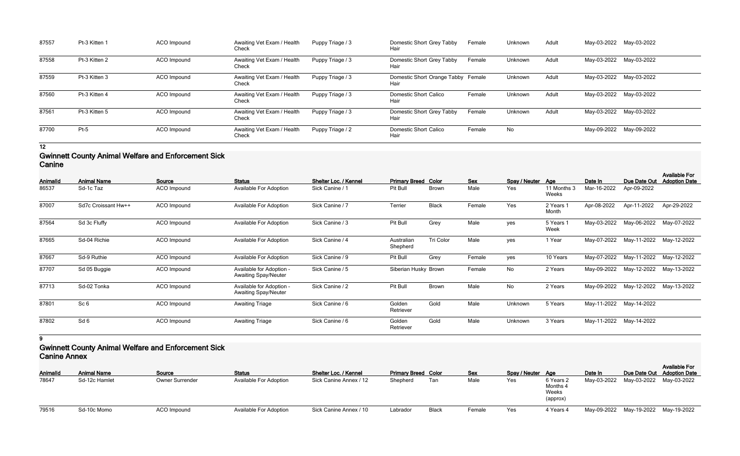| AnimalId | Animal Name | Source | Status | Shelter Loc. / Kennel | Primary Breed | Color | Sex | Spay / Neuter | Age | Date In | Due Date Out | Available For Adoption Date |
|---|---|---|---|---|---|---|---|---|---|---|---|---|
| 87557 | Pt-3 Kitten 1 | ACO Impound | Awaiting Vet Exam / Health Check | Puppy Triage / 3 | Domestic Short Hair | Grey Tabby | Female | Unknown | Adult | May-03-2022 | May-03-2022 | |
| 87558 | Pt-3 Kitten 2 | ACO Impound | Awaiting Vet Exam / Health Check | Puppy Triage / 3 | Domestic Short Hair | Grey Tabby | Female | Unknown | Adult | May-03-2022 | May-03-2022 | |
| 87559 | Pt-3 Kitten 3 | ACO Impound | Awaiting Vet Exam / Health Check | Puppy Triage / 3 | Domestic Short Hair | Orange Tabby | Female | Unknown | Adult | May-03-2022 | May-03-2022 | |
| 87560 | Pt-3 Kitten 4 | ACO Impound | Awaiting Vet Exam / Health Check | Puppy Triage / 3 | Domestic Short Hair | Calico | Female | Unknown | Adult | May-03-2022 | May-03-2022 | |
| 87561 | Pt-3 Kitten 5 | ACO Impound | Awaiting Vet Exam / Health Check | Puppy Triage / 3 | Domestic Short Hair | Grey Tabby | Female | Unknown | Adult | May-03-2022 | May-03-2022 | |
| 87700 | Pt-5 | ACO Impound | Awaiting Vet Exam / Health Check | Puppy Triage / 2 | Domestic Short Hair | Calico | Female | No | | May-09-2022 | May-09-2022 | |

12

## Gwinnett County Animal Welfare and Enforcement Sick Canine

| AnimalId | Animal Name | Source | Status | Shelter Loc. / Kennel | Primary Breed | Color | Sex | Spay / Neuter | Age | Date In | Due Date Out | Available For Adoption Date |
|---|---|---|---|---|---|---|---|---|---|---|---|---|
| 86537 | Sd-1c Taz | ACO Impound | Available For Adoption | Sick Canine / 1 | Pit Bull | Brown | Male | Yes | 11 Months 3 Weeks | Mar-16-2022 | Apr-09-2022 | |
| 87007 | Sd7c Croissant Hw++ | ACO Impound | Available For Adoption | Sick Canine / 7 | Terrier | Black | Female | Yes | 2 Years 1 Month | Apr-08-2022 | Apr-11-2022 | Apr-29-2022 |
| 87564 | Sd 3c Fluffy | ACO Impound | Available For Adoption | Sick Canine / 3 | Pit Bull | Grey | Male | yes | 5 Years 1 Week | May-03-2022 | May-06-2022 | May-07-2022 |
| 87665 | Sd-04 Richie | ACO Impound | Available For Adoption | Sick Canine / 4 | Australian Shepherd | Tri Color | Male | yes | 1 Year | May-07-2022 | May-11-2022 | May-12-2022 |
| 87667 | Sd-9 Ruthie | ACO Impound | Available For Adoption | Sick Canine / 9 | Pit Bull | Grey | Female | yes | 10 Years | May-07-2022 | May-11-2022 | May-12-2022 |
| 87707 | Sd 05 Buggie | ACO Impound | Available for Adoption - Awaiting Spay/Neuter | Sick Canine / 5 | Siberian Husky | Brown | Female | No | 2 Years | May-09-2022 | May-12-2022 | May-13-2022 |
| 87713 | Sd-02 Tonka | ACO Impound | Available for Adoption - Awaiting Spay/Neuter | Sick Canine / 2 | Pit Bull | Brown | Male | No | 2 Years | May-09-2022 | May-12-2022 | May-13-2022 |
| 87801 | Sc 6 | ACO Impound | Awaiting Triage | Sick Canine / 6 | Golden Retriever | Gold | Male | Unknown | 5 Years | May-11-2022 | May-14-2022 | |
| 87802 | Sd 6 | ACO Impound | Awaiting Triage | Sick Canine / 6 | Golden Retriever | Gold | Male | Unknown | 3 Years | May-11-2022 | May-14-2022 | |

9

## Gwinnett County Animal Welfare and Enforcement Sick Canine Annex

| AnimalId | Animal Name | Source | Status | Shelter Loc. / Kennel | Primary Breed | Color | Sex | Spay / Neuter | Age | Date In | Due Date Out | Available For Adoption Date |
|---|---|---|---|---|---|---|---|---|---|---|---|---|
| 78647 | Sd-12c Hamlet | Owner Surrender | Available For Adoption | Sick Canine Annex / 12 | Shepherd | Tan | Male | Yes | 6 Years 2 Months 4 Weeks (approx) | May-03-2022 | May-03-2022 | May-03-2022 |
| 79516 | Sd-10c Momo | ACO Impound | Available For Adoption | Sick Canine Annex / 10 | Labrador | Black | Female | Yes | 4 Years 4 | May-09-2022 | May-19-2022 | May-19-2022 |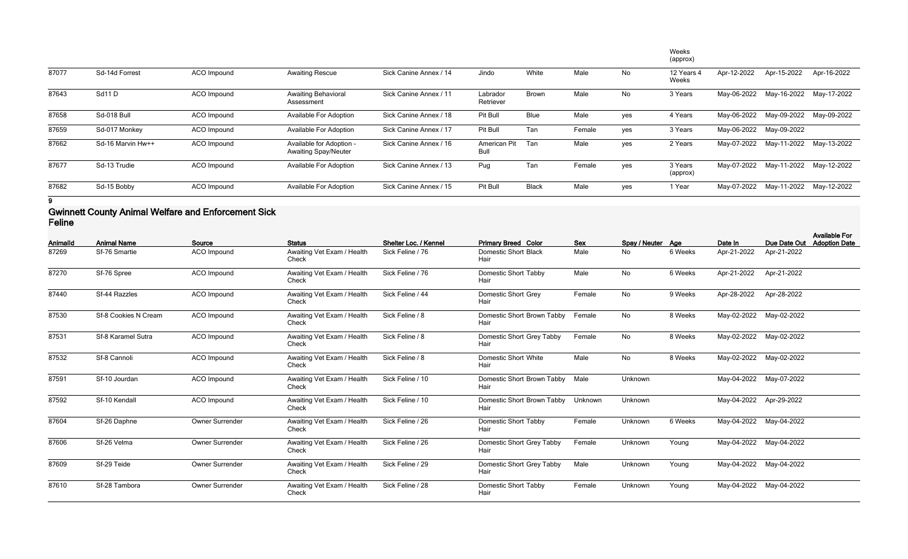| | | | | | | | | | Weeks (approx) | | | |
|---|---|---|---|---|---|---|---|---|---|---|---|---|
| 87077 | Sd-14d Forrest | ACO Impound | Awaiting Rescue | Sick Canine Annex / 14 | Jindo | White | Male | No | 12 Years 4 Weeks | Apr-12-2022 | Apr-15-2022 | Apr-16-2022 |
| 87643 | Sd11 D | ACO Impound | Awaiting Behavioral Assessment | Sick Canine Annex / 11 | Labrador Retriever | Brown | Male | No | 3 Years | May-06-2022 | May-16-2022 | May-17-2022 |
| 87658 | Sd-018 Bull | ACO Impound | Available For Adoption | Sick Canine Annex / 18 | Pit Bull | Blue | Male | yes | 4 Years | May-06-2022 | May-09-2022 | May-09-2022 |
| 87659 | Sd-017 Monkey | ACO Impound | Available For Adoption | Sick Canine Annex / 17 | Pit Bull | Tan | Female | yes | 3 Years | May-06-2022 | May-09-2022 | |
| 87662 | Sd-16 Marvin Hw++ | ACO Impound | Available for Adoption - Awaiting Spay/Neuter | Sick Canine Annex / 16 | American Pit Bull | Tan | Male | yes | 2 Years | May-07-2022 | May-11-2022 | May-13-2022 |
| 87677 | Sd-13 Trudie | ACO Impound | Available For Adoption | Sick Canine Annex / 13 | Pug | Tan | Female | yes | 3 Years (approx) | May-07-2022 | May-11-2022 | May-12-2022 |
| 87682 | Sd-15 Bobby | ACO Impound | Available For Adoption | Sick Canine Annex / 15 | Pit Bull | Black | Male | yes | 1 Year | May-07-2022 | May-11-2022 | May-12-2022 |

9

## Gwinnett County Animal Welfare and Enforcement Sick Feline

| AnimalId | Animal Name | Source | Status | Shelter Loc. / Kennel | Primary Breed | Color | Sex | Spay / Neuter | Age | Date In | Due Date Out | Available For Adoption Date |
|---|---|---|---|---|---|---|---|---|---|---|---|---|
| 87269 | Sf-76 Smartie | ACO Impound | Awaiting Vet Exam / Health Check | Sick Feline / 76 | Domestic Short Hair | Black | Male | No | 6 Weeks | Apr-21-2022 | Apr-21-2022 | |
| 87270 | Sf-76 Spree | ACO Impound | Awaiting Vet Exam / Health Check | Sick Feline / 76 | Domestic Short Hair | Tabby | Male | No | 6 Weeks | Apr-21-2022 | Apr-21-2022 | |
| 87440 | Sf-44 Razzles | ACO Impound | Awaiting Vet Exam / Health Check | Sick Feline / 44 | Domestic Short Hair | Grey | Female | No | 9 Weeks | Apr-28-2022 | Apr-28-2022 | |
| 87530 | Sf-8 Cookies N Cream | ACO Impound | Awaiting Vet Exam / Health Check | Sick Feline / 8 | Domestic Short Hair | Brown Tabby | Female | No | 8 Weeks | May-02-2022 | May-02-2022 | |
| 87531 | Sf-8 Karamel Sutra | ACO Impound | Awaiting Vet Exam / Health Check | Sick Feline / 8 | Domestic Short Hair | Grey Tabby | Female | No | 8 Weeks | May-02-2022 | May-02-2022 | |
| 87532 | Sf-8 Cannoli | ACO Impound | Awaiting Vet Exam / Health Check | Sick Feline / 8 | Domestic Short Hair | White | Male | No | 8 Weeks | May-02-2022 | May-02-2022 | |
| 87591 | Sf-10 Jourdan | ACO Impound | Awaiting Vet Exam / Health Check | Sick Feline / 10 | Domestic Short Hair | Brown Tabby | Male | Unknown | | May-04-2022 | May-07-2022 | |
| 87592 | Sf-10 Kendall | ACO Impound | Awaiting Vet Exam / Health Check | Sick Feline / 10 | Domestic Short Hair | Brown Tabby | Unknown | Unknown | | May-04-2022 | Apr-29-2022 | |
| 87604 | Sf-26 Daphne | Owner Surrender | Awaiting Vet Exam / Health Check | Sick Feline / 26 | Domestic Short Hair | Tabby | Female | Unknown | 6 Weeks | May-04-2022 | May-04-2022 | |
| 87606 | Sf-26 Velma | Owner Surrender | Awaiting Vet Exam / Health Check | Sick Feline / 26 | Domestic Short Hair | Grey Tabby | Female | Unknown | Young | May-04-2022 | May-04-2022 | |
| 87609 | Sf-29 Teide | Owner Surrender | Awaiting Vet Exam / Health Check | Sick Feline / 29 | Domestic Short Hair | Grey Tabby | Male | Unknown | Young | May-04-2022 | May-04-2022 | |
| 87610 | Sf-28 Tambora | Owner Surrender | Awaiting Vet Exam / Health Check | Sick Feline / 28 | Domestic Short Hair | Tabby | Female | Unknown | Young | May-04-2022 | May-04-2022 | |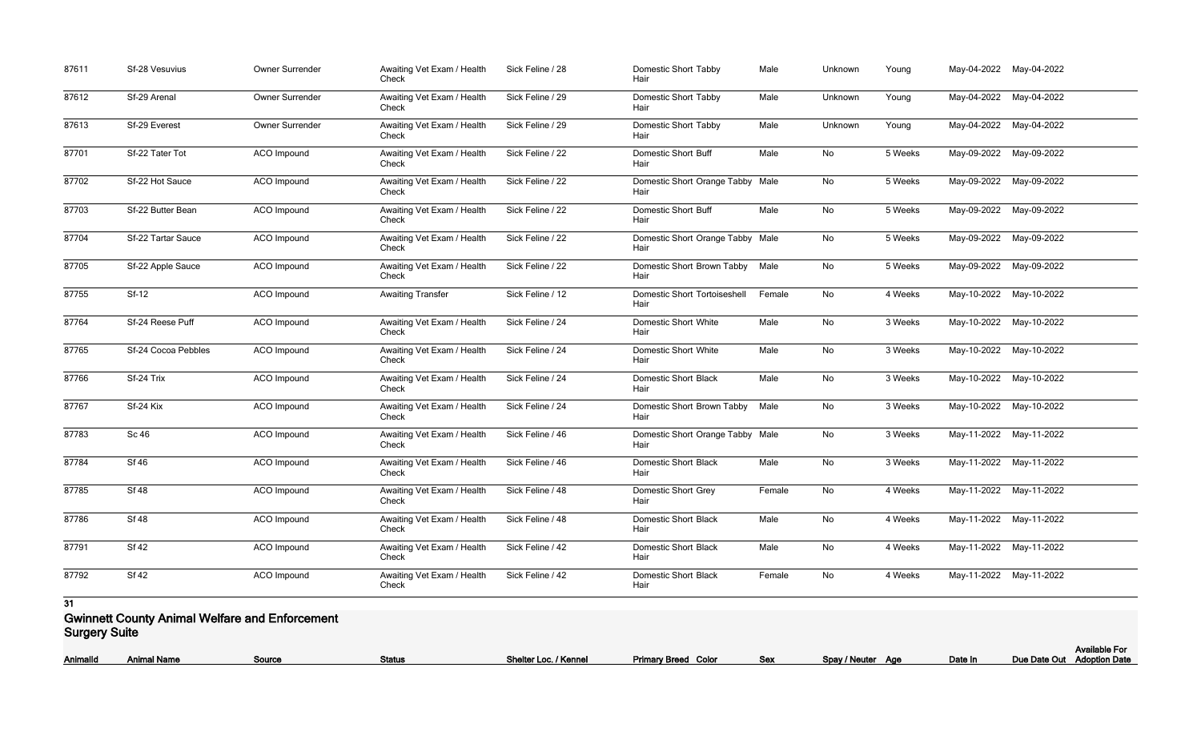| AnimalId | Animal Name | Source | Status | Shelter Loc. / Kennel | Primary Breed Color | Sex | Spay / Neuter | Age | Date In | Due Date Out | Available For Adoption Date |
|---|---|---|---|---|---|---|---|---|---|---|---|
| 87611 | Sf-28 Vesuvius | Owner Surrender | Awaiting Vet Exam / Health Check | Sick Feline / 28 | Domestic Short Tabby Hair | Male | Unknown | Young | May-04-2022 | May-04-2022 | |
| 87612 | Sf-29 Arenal | Owner Surrender | Awaiting Vet Exam / Health Check | Sick Feline / 29 | Domestic Short Tabby Hair | Male | Unknown | Young | May-04-2022 | May-04-2022 | |
| 87613 | Sf-29 Everest | Owner Surrender | Awaiting Vet Exam / Health Check | Sick Feline / 29 | Domestic Short Tabby Hair | Male | Unknown | Young | May-04-2022 | May-04-2022 | |
| 87701 | Sf-22 Tater Tot | ACO Impound | Awaiting Vet Exam / Health Check | Sick Feline / 22 | Domestic Short Buff Hair | Male | No | 5 Weeks | May-09-2022 | May-09-2022 | |
| 87702 | Sf-22 Hot Sauce | ACO Impound | Awaiting Vet Exam / Health Check | Sick Feline / 22 | Domestic Short Orange Tabby Hair | Male | No | 5 Weeks | May-09-2022 | May-09-2022 | |
| 87703 | Sf-22 Butter Bean | ACO Impound | Awaiting Vet Exam / Health Check | Sick Feline / 22 | Domestic Short Buff Hair | Male | No | 5 Weeks | May-09-2022 | May-09-2022 | |
| 87704 | Sf-22 Tartar Sauce | ACO Impound | Awaiting Vet Exam / Health Check | Sick Feline / 22 | Domestic Short Orange Tabby Hair | Male | No | 5 Weeks | May-09-2022 | May-09-2022 | |
| 87705 | Sf-22 Apple Sauce | ACO Impound | Awaiting Vet Exam / Health Check | Sick Feline / 22 | Domestic Short Brown Tabby Hair | Male | No | 5 Weeks | May-09-2022 | May-09-2022 | |
| 87755 | Sf-12 | ACO Impound | Awaiting Transfer | Sick Feline / 12 | Domestic Short Tortoiseshell Hair | Female | No | 4 Weeks | May-10-2022 | May-10-2022 | |
| 87764 | Sf-24 Reese Puff | ACO Impound | Awaiting Vet Exam / Health Check | Sick Feline / 24 | Domestic Short White Hair | Male | No | 3 Weeks | May-10-2022 | May-10-2022 | |
| 87765 | Sf-24 Cocoa Pebbles | ACO Impound | Awaiting Vet Exam / Health Check | Sick Feline / 24 | Domestic Short White Hair | Male | No | 3 Weeks | May-10-2022 | May-10-2022 | |
| 87766 | Sf-24 Trix | ACO Impound | Awaiting Vet Exam / Health Check | Sick Feline / 24 | Domestic Short Black Hair | Male | No | 3 Weeks | May-10-2022 | May-10-2022 | |
| 87767 | Sf-24 Kix | ACO Impound | Awaiting Vet Exam / Health Check | Sick Feline / 24 | Domestic Short Brown Tabby Hair | Male | No | 3 Weeks | May-10-2022 | May-10-2022 | |
| 87783 | Sc 46 | ACO Impound | Awaiting Vet Exam / Health Check | Sick Feline / 46 | Domestic Short Orange Tabby Hair | Male | No | 3 Weeks | May-11-2022 | May-11-2022 | |
| 87784 | Sf 46 | ACO Impound | Awaiting Vet Exam / Health Check | Sick Feline / 46 | Domestic Short Black Hair | Male | No | 3 Weeks | May-11-2022 | May-11-2022 | |
| 87785 | Sf 48 | ACO Impound | Awaiting Vet Exam / Health Check | Sick Feline / 48 | Domestic Short Grey Hair | Female | No | 4 Weeks | May-11-2022 | May-11-2022 | |
| 87786 | Sf 48 | ACO Impound | Awaiting Vet Exam / Health Check | Sick Feline / 48 | Domestic Short Black Hair | Male | No | 4 Weeks | May-11-2022 | May-11-2022 | |
| 87791 | Sf 42 | ACO Impound | Awaiting Vet Exam / Health Check | Sick Feline / 42 | Domestic Short Black Hair | Male | No | 4 Weeks | May-11-2022 | May-11-2022 | |
| 87792 | Sf 42 | ACO Impound | Awaiting Vet Exam / Health Check | Sick Feline / 42 | Domestic Short Black Hair | Female | No | 4 Weeks | May-11-2022 | May-11-2022 | |

**31**

## Gwinnett County Animal Welfare and Enforcement
### Surgery Suite

| AnimalId | Animal Name | Source | Status | Shelter Loc. / Kennel | Primary Breed Color | Sex | Spay / Neuter | Age | Date In | Due Date Out | Available For Adoption Date |
|---|---|---|---|---|---|---|---|---|---|---|---|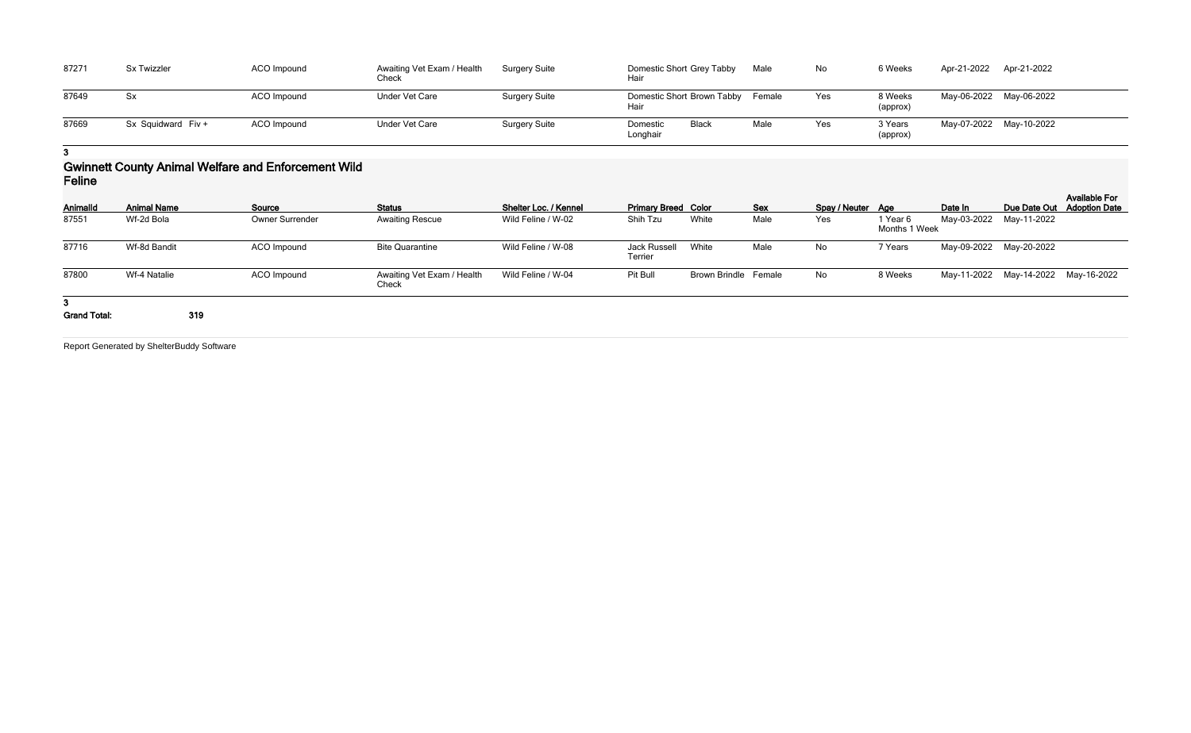| AnimalId | Animal Name | Source | Status | Shelter Loc. / Kennel | Primary Breed | Color | Sex | Spay / Neuter | Age | Date In | Due Date Out | Available For Adoption Date |
|---|---|---|---|---|---|---|---|---|---|---|---|---|
| 87271 | Sx Twizzler | ACO Impound | Awaiting Vet Exam / Health Check | Surgery Suite | Domestic Short Hair | Grey Tabby | Male | No | 6 Weeks | Apr-21-2022 | Apr-21-2022 | |
| 87649 | Sx | ACO Impound | Under Vet Care | Surgery Suite | Domestic Short Hair | Brown Tabby | Female | Yes | 8 Weeks (approx) | May-06-2022 | May-06-2022 | |
| 87669 | Sx Squidward Fiv + | ACO Impound | Under Vet Care | Surgery Suite | Domestic Longhair | Black | Male | Yes | 3 Years (approx) | May-07-2022 | May-10-2022 | |

**3**

## Gwinnett County Animal Welfare and Enforcement Wild Feline

| AnimalId | Animal Name | Source | Status | Shelter Loc. / Kennel | Primary Breed | Color | Sex | Spay / Neuter | Age | Date In | Due Date Out | Available For Adoption Date |
|---|---|---|---|---|---|---|---|---|---|---|---|---|
| 87551 | Wf-2d Bola | Owner Surrender | Awaiting Rescue | Wild Feline / W-02 | Shih Tzu | White | Male | Yes | 1 Year 6 Months 1 Week | May-03-2022 | May-11-2022 | |
| 87716 | Wf-8d Bandit | ACO Impound | Bite Quarantine | Wild Feline / W-08 | Jack Russell Terrier | White | Male | No | 7 Years | May-09-2022 | May-20-2022 | |
| 87800 | Wf-4 Natalie | ACO Impound | Awaiting Vet Exam / Health Check | Wild Feline / W-04 | Pit Bull | Brown Brindle | Female | No | 8 Weeks | May-11-2022 | May-14-2022 | May-16-2022 |

**3**

**Grand Total:** **319**

Report Generated by ShelterBuddy Software